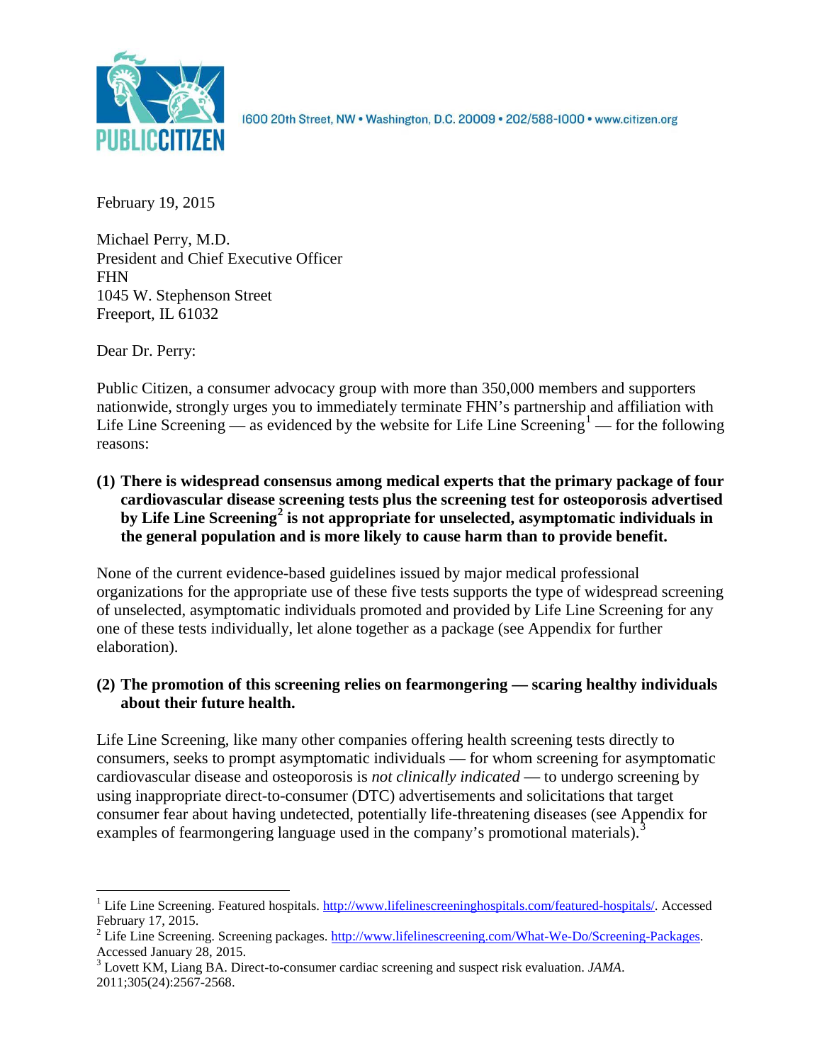PUBLIC CITIZEN

1600 20th Street, NW • Washington, D.C. 20009 • 202/588-1000 • www.citizen.org

February 19, 2015

Michael Perry, M.D.
President and Chief Executive Officer
FHN
1045 W. Stephenson Street
Freeport, IL 61032

Dear Dr. Perry:

Public Citizen, a consumer advocacy group with more than 350,000 members and supporters nationwide, strongly urges you to immediately terminate FHN's partnership and affiliation with Life Line Screening — as evidenced by the website for Life Line Screening[1] — for the following reasons:

**(1) There is widespread consensus among medical experts that the primary package of four cardiovascular disease screening tests plus the screening test for osteoporosis advertised by Life Line Screening[2] is not appropriate for unselected, asymptomatic individuals in the general population and is more likely to cause harm than to provide benefit.**

None of the current evidence-based guidelines issued by major medical professional organizations for the appropriate use of these five tests supports the type of widespread screening of unselected, asymptomatic individuals promoted and provided by Life Line Screening for any one of these tests individually, let alone together as a package (see Appendix for further elaboration).

**(2) The promotion of this screening relies on fearmongering — scaring healthy individuals about their future health.**

Life Line Screening, like many other companies offering health screening tests directly to consumers, seeks to prompt asymptomatic individuals — for whom screening for asymptomatic cardiovascular disease and osteoporosis is *not clinically indicated* — to undergo screening by using inappropriate direct-to-consumer (DTC) advertisements and solicitations that target consumer fear about having undetected, potentially life-threatening diseases (see Appendix for examples of fearmongering language used in the company's promotional materials).[3]

---

[1] Life Line Screening. Featured hospitals. http://www.lifelinescreeninghospitals.com/featured-hospitals/. Accessed February 17, 2015.

[2] Life Line Screening. Screening packages. http://www.lifelinescreening.com/What-We-Do/Screening-Packages. Accessed January 28, 2015.

[3] Lovett KM, Liang BA. Direct-to-consumer cardiac screening and suspect risk evaluation. *JAMA*. 2011;305(24):2567-2568.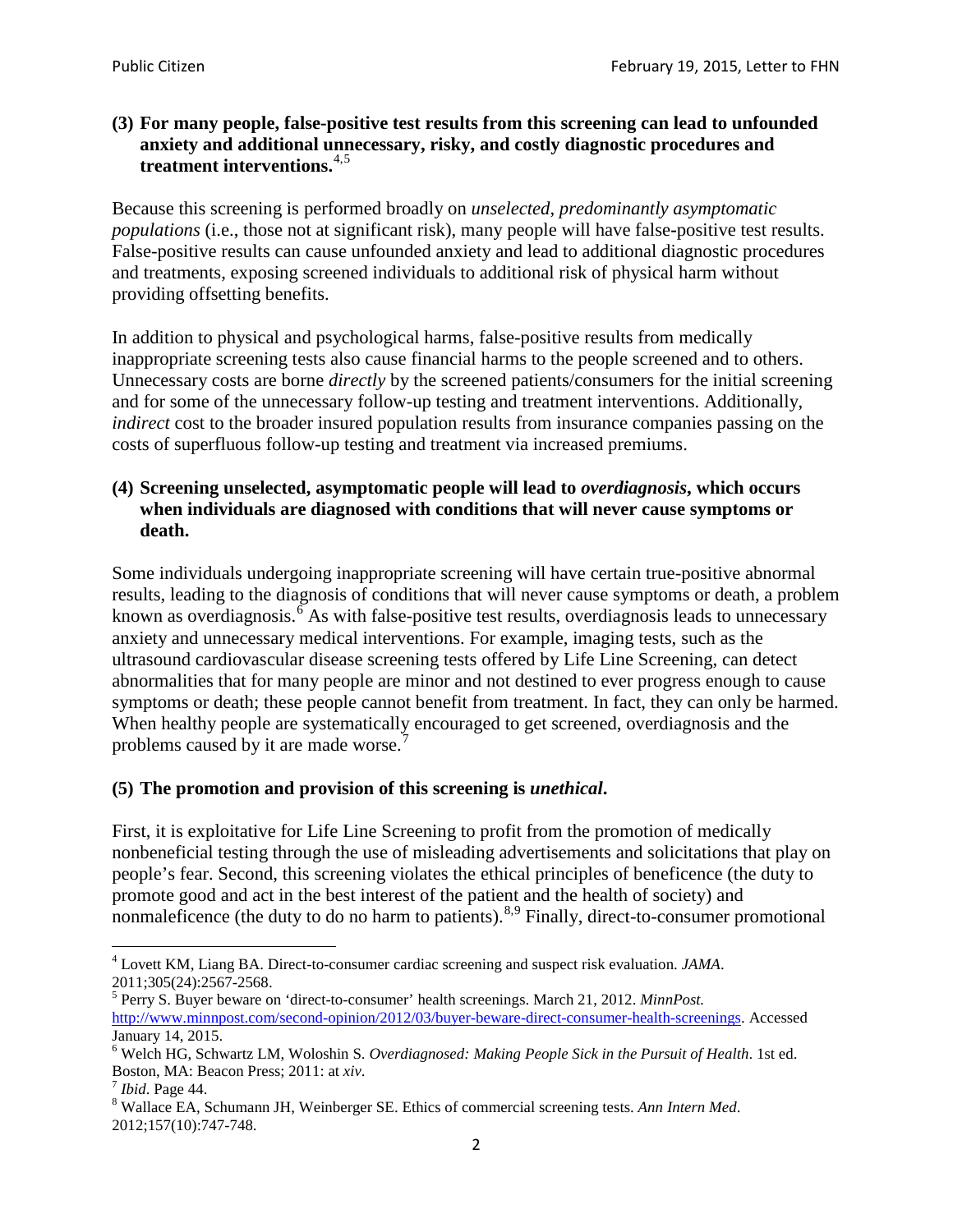**(3) For many people, false-positive test results from this screening can lead to unfounded anxiety and additional unnecessary, risky, and costly diagnostic procedures and treatment interventions.**[4,5]

Because this screening is performed broadly on *unselected, predominantly asymptomatic populations* (i.e., those not at significant risk), many people will have false-positive test results. False-positive results can cause unfounded anxiety and lead to additional diagnostic procedures and treatments, exposing screened individuals to additional risk of physical harm without providing offsetting benefits.

In addition to physical and psychological harms, false-positive results from medically inappropriate screening tests also cause financial harms to the people screened and to others. Unnecessary costs are borne *directly* by the screened patients/consumers for the initial screening and for some of the unnecessary follow-up testing and treatment interventions. Additionally, *indirect* cost to the broader insured population results from insurance companies passing on the costs of superfluous follow-up testing and treatment via increased premiums.

**(4) Screening unselected, asymptomatic people will lead to *overdiagnosis*, which occurs when individuals are diagnosed with conditions that will never cause symptoms or death.**

Some individuals undergoing inappropriate screening will have certain true-positive abnormal results, leading to the diagnosis of conditions that will never cause symptoms or death, a problem known as overdiagnosis.[6] As with false-positive test results, overdiagnosis leads to unnecessary anxiety and unnecessary medical interventions. For example, imaging tests, such as the ultrasound cardiovascular disease screening tests offered by Life Line Screening, can detect abnormalities that for many people are minor and not destined to ever progress enough to cause symptoms or death; these people cannot benefit from treatment. In fact, they can only be harmed. When healthy people are systematically encouraged to get screened, overdiagnosis and the problems caused by it are made worse.[7]

**(5) The promotion and provision of this screening is *unethical*.**

First, it is exploitative for Life Line Screening to profit from the promotion of medically nonbeneficial testing through the use of misleading advertisements and solicitations that play on people's fear. Second, this screening violates the ethical principles of beneficence (the duty to promote good and act in the best interest of the patient and the health of society) and nonmaleficence (the duty to do no harm to patients).[8,9] Finally, direct-to-consumer promotional

---

[4] Lovett KM, Liang BA. Direct-to-consumer cardiac screening and suspect risk evaluation. *JAMA*. 2011;305(24):2567-2568.

[5] Perry S. Buyer beware on 'direct-to-consumer' health screenings. March 21, 2012. *MinnPost.* http://www.minnpost.com/second-opinion/2012/03/buyer-beware-direct-consumer-health-screenings. Accessed January 14, 2015.

[6] Welch HG, Schwartz LM, Woloshin S. *Overdiagnosed: Making People Sick in the Pursuit of Health*. 1st ed. Boston, MA: Beacon Press; 2011: at *xiv*.

[7] *Ibid*. Page 44.

[8] Wallace EA, Schumann JH, Weinberger SE. Ethics of commercial screening tests. *Ann Intern Med*. 2012;157(10):747-748.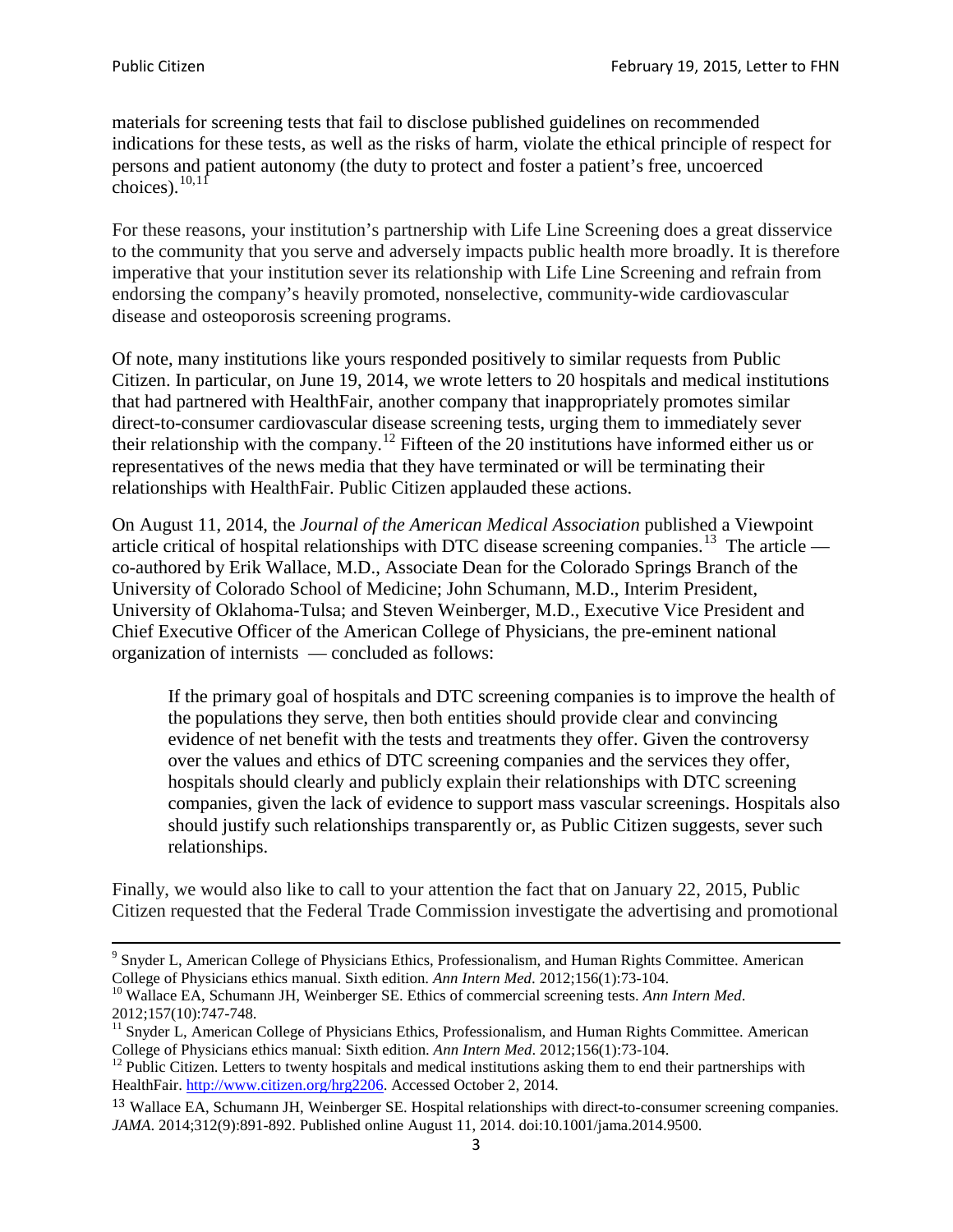materials for screening tests that fail to disclose published guidelines on recommended indications for these tests, as well as the risks of harm, violate the ethical principle of respect for persons and patient autonomy (the duty to protect and foster a patient's free, uncoerced choices).[10,11]

For these reasons, your institution's partnership with Life Line Screening does a great disservice to the community that you serve and adversely impacts public health more broadly. It is therefore imperative that your institution sever its relationship with Life Line Screening and refrain from endorsing the company's heavily promoted, nonselective, community-wide cardiovascular disease and osteoporosis screening programs.

Of note, many institutions like yours responded positively to similar requests from Public Citizen. In particular, on June 19, 2014, we wrote letters to 20 hospitals and medical institutions that had partnered with HealthFair, another company that inappropriately promotes similar direct-to-consumer cardiovascular disease screening tests, urging them to immediately sever their relationship with the company.[12] Fifteen of the 20 institutions have informed either us or representatives of the news media that they have terminated or will be terminating their relationships with HealthFair. Public Citizen applauded these actions.

On August 11, 2014, the *Journal of the American Medical Association* published a Viewpoint article critical of hospital relationships with DTC disease screening companies.[13] The article — co-authored by Erik Wallace, M.D., Associate Dean for the Colorado Springs Branch of the University of Colorado School of Medicine; John Schumann, M.D., Interim President, University of Oklahoma-Tulsa; and Steven Weinberger, M.D., Executive Vice President and Chief Executive Officer of the American College of Physicians, the pre-eminent national organization of internists — concluded as follows:

> If the primary goal of hospitals and DTC screening companies is to improve the health of the populations they serve, then both entities should provide clear and convincing evidence of net benefit with the tests and treatments they offer. Given the controversy over the values and ethics of DTC screening companies and the services they offer, hospitals should clearly and publicly explain their relationships with DTC screening companies, given the lack of evidence to support mass vascular screenings. Hospitals also should justify such relationships transparently or, as Public Citizen suggests, sever such relationships.

Finally, we would also like to call to your attention the fact that on January 22, 2015, Public Citizen requested that the Federal Trade Commission investigate the advertising and promotional

---

[9] Snyder L, American College of Physicians Ethics, Professionalism, and Human Rights Committee. American College of Physicians ethics manual. Sixth edition. *Ann Intern Med*. 2012;156(1):73-104.

[10] Wallace EA, Schumann JH, Weinberger SE. Ethics of commercial screening tests. *Ann Intern Med*. 2012;157(10):747-748.

[11] Snyder L, American College of Physicians Ethics, Professionalism, and Human Rights Committee. American College of Physicians ethics manual: Sixth edition. *Ann Intern Med*. 2012;156(1):73-104.

[12] Public Citizen. Letters to twenty hospitals and medical institutions asking them to end their partnerships with HealthFair. http://www.citizen.org/hrg2206. Accessed October 2, 2014.

[13] Wallace EA, Schumann JH, Weinberger SE. Hospital relationships with direct-to-consumer screening companies. *JAMA*. 2014;312(9):891-892. Published online August 11, 2014. doi:10.1001/jama.2014.9500.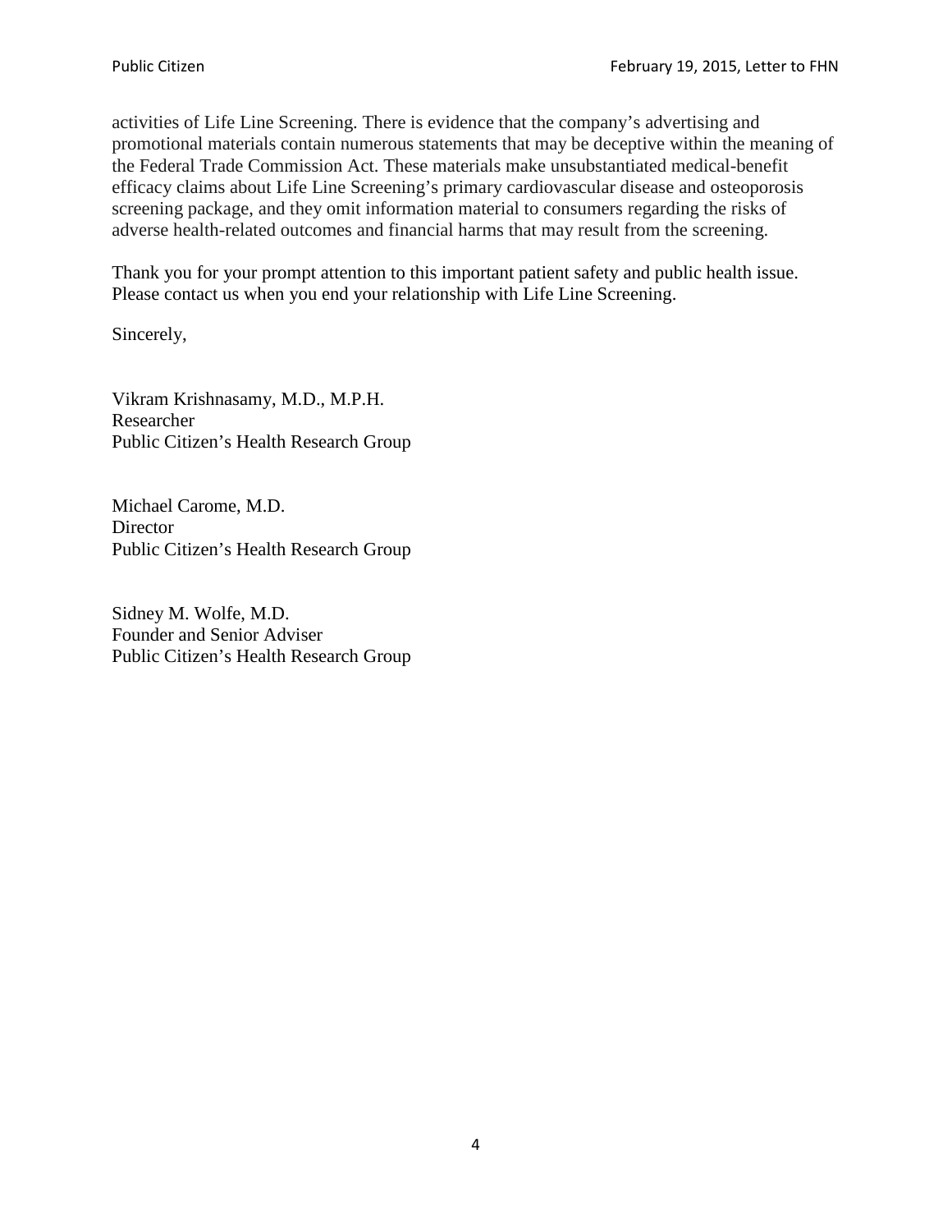activities of Life Line Screening. There is evidence that the company's advertising and promotional materials contain numerous statements that may be deceptive within the meaning of the Federal Trade Commission Act. These materials make unsubstantiated medical-benefit efficacy claims about Life Line Screening's primary cardiovascular disease and osteoporosis screening package, and they omit information material to consumers regarding the risks of adverse health-related outcomes and financial harms that may result from the screening.

Thank you for your prompt attention to this important patient safety and public health issue. Please contact us when you end your relationship with Life Line Screening.

Sincerely,

Vikram Krishnasamy, M.D., M.P.H.
Researcher
Public Citizen's Health Research Group

Michael Carome, M.D.
Director
Public Citizen's Health Research Group

Sidney M. Wolfe, M.D.
Founder and Senior Adviser
Public Citizen's Health Research Group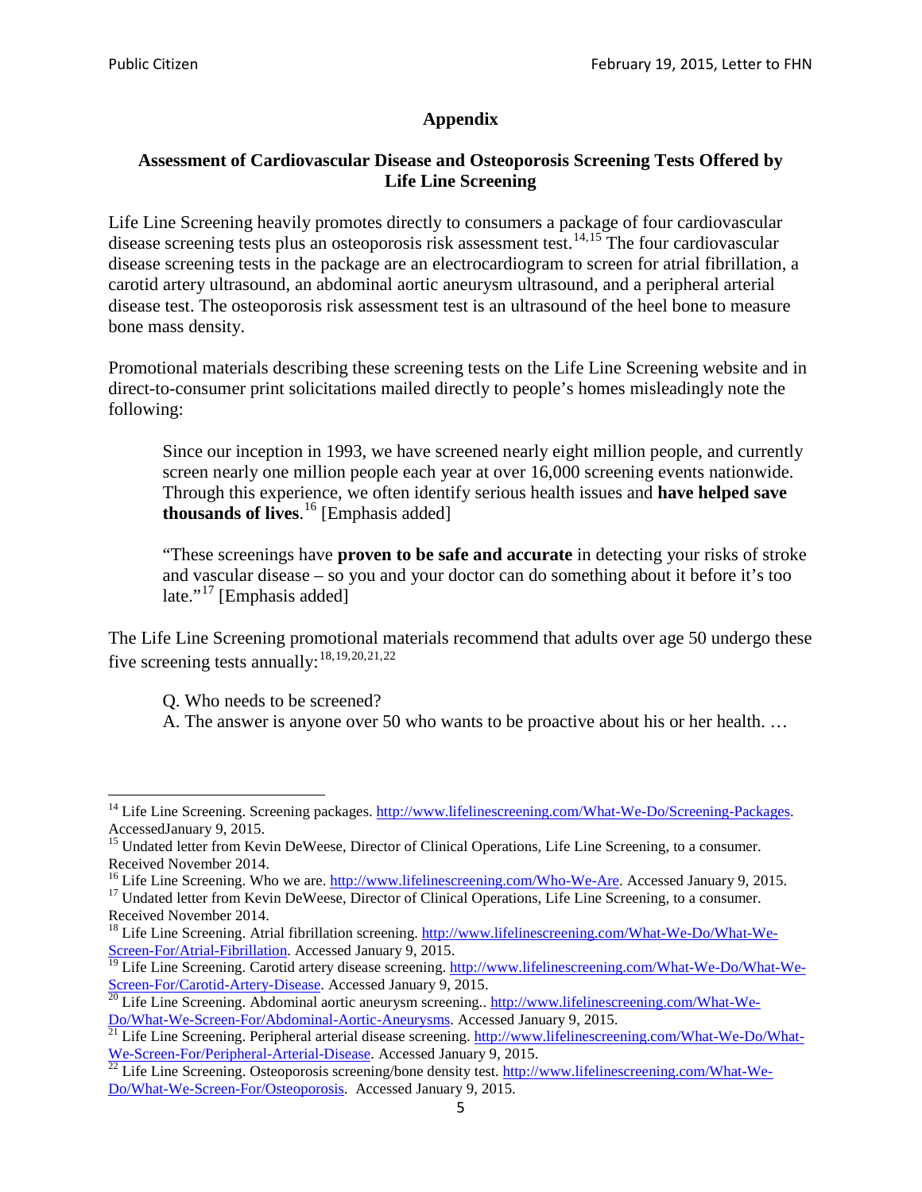## Appendix

### Assessment of Cardiovascular Disease and Osteoporosis Screening Tests Offered by Life Line Screening

Life Line Screening heavily promotes directly to consumers a package of four cardiovascular disease screening tests plus an osteoporosis risk assessment test.[14,15] The four cardiovascular disease screening tests in the package are an electrocardiogram to screen for atrial fibrillation, a carotid artery ultrasound, an abdominal aortic aneurysm ultrasound, and a peripheral arterial disease test. The osteoporosis risk assessment test is an ultrasound of the heel bone to measure bone mass density.

Promotional materials describing these screening tests on the Life Line Screening website and in direct-to-consumer print solicitations mailed directly to people's homes misleadingly note the following:

> Since our inception in 1993, we have screened nearly eight million people, and currently screen nearly one million people each year at over 16,000 screening events nationwide. Through this experience, we often identify serious health issues and **have helped save thousands of lives**.[16] [Emphasis added]
>
> "These screenings have **proven to be safe and accurate** in detecting your risks of stroke and vascular disease – so you and your doctor can do something about it before it's too late."[17] [Emphasis added]

The Life Line Screening promotional materials recommend that adults over age 50 undergo these five screening tests annually:[18,19,20,21,22]

> Q. Who needs to be screened?
> A. The answer is anyone over 50 who wants to be proactive about his or her health. …

---

[14] Life Line Screening. Screening packages. http://www.lifelinescreening.com/What-We-Do/Screening-Packages. AccessedJanuary 9, 2015.

[15] Undated letter from Kevin DeWeese, Director of Clinical Operations, Life Line Screening, to a consumer. Received November 2014.

[16] Life Line Screening. Who we are. http://www.lifelinescreening.com/Who-We-Are. Accessed January 9, 2015.

[17] Undated letter from Kevin DeWeese, Director of Clinical Operations, Life Line Screening, to a consumer. Received November 2014.

[18] Life Line Screening. Atrial fibrillation screening. http://www.lifelinescreening.com/What-We-Do/What-We-Screen-For/Atrial-Fibrillation. Accessed January 9, 2015.

[19] Life Line Screening. Carotid artery disease screening. http://www.lifelinescreening.com/What-We-Do/What-We-Screen-For/Carotid-Artery-Disease. Accessed January 9, 2015.

[20] Life Line Screening. Abdominal aortic aneurysm screening.. http://www.lifelinescreening.com/What-We-Do/What-We-Screen-For/Abdominal-Aortic-Aneurysms. Accessed January 9, 2015.

[21] Life Line Screening. Peripheral arterial disease screening. http://www.lifelinescreening.com/What-We-Do/What-We-Screen-For/Peripheral-Arterial-Disease. Accessed January 9, 2015.

[22] Life Line Screening. Osteoporosis screening/bone density test. http://www.lifelinescreening.com/What-We-Do/What-We-Screen-For/Osteoporosis. Accessed January 9, 2015.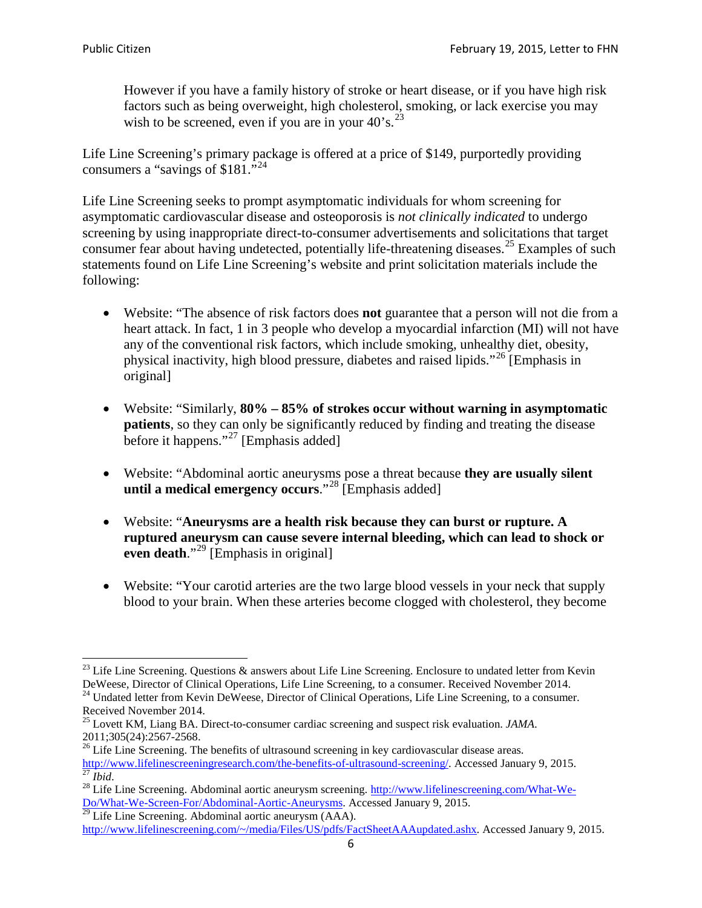> However if you have a family history of stroke or heart disease, or if you have high risk factors such as being overweight, high cholesterol, smoking, or lack exercise you may wish to be screened, even if you are in your 40's.[23]

Life Line Screening's primary package is offered at a price of $149, purportedly providing consumers a "savings of $181."[24]

Life Line Screening seeks to prompt asymptomatic individuals for whom screening for asymptomatic cardiovascular disease and osteoporosis is *not clinically indicated* to undergo screening by using inappropriate direct-to-consumer advertisements and solicitations that target consumer fear about having undetected, potentially life-threatening diseases.[25] Examples of such statements found on Life Line Screening's website and print solicitation materials include the following:

- Website: "The absence of risk factors does **not** guarantee that a person will not die from a heart attack. In fact, 1 in 3 people who develop a myocardial infarction (MI) will not have any of the conventional risk factors, which include smoking, unhealthy diet, obesity, physical inactivity, high blood pressure, diabetes and raised lipids."[26] [Emphasis in original]

- Website: "Similarly, **80% – 85% of strokes occur without warning in asymptomatic patients**, so they can only be significantly reduced by finding and treating the disease before it happens."[27] [Emphasis added]

- Website: "Abdominal aortic aneurysms pose a threat because **they are usually silent until a medical emergency occurs**."[28] [Emphasis added]

- Website: "**Aneurysms are a health risk because they can burst or rupture. A ruptured aneurysm can cause severe internal bleeding, which can lead to shock or even death**."[29] [Emphasis in original]

- Website: "Your carotid arteries are the two large blood vessels in your neck that supply blood to your brain. When these arteries become clogged with cholesterol, they become

---

[23] Life Line Screening. Questions & answers about Life Line Screening. Enclosure to undated letter from Kevin DeWeese, Director of Clinical Operations, Life Line Screening, to a consumer. Received November 2014.

[24] Undated letter from Kevin DeWeese, Director of Clinical Operations, Life Line Screening, to a consumer. Received November 2014.

[25] Lovett KM, Liang BA. Direct-to-consumer cardiac screening and suspect risk evaluation. *JAMA*. 2011;305(24):2567-2568.

[26] Life Line Screening. The benefits of ultrasound screening in key cardiovascular disease areas. http://www.lifelinescreeningresearch.com/the-benefits-of-ultrasound-screening/. Accessed January 9, 2015.

[27] *Ibid*.

[28] Life Line Screening. Abdominal aortic aneurysm screening. http://www.lifelinescreening.com/What-We-Do/What-We-Screen-For/Abdominal-Aortic-Aneurysms. Accessed January 9, 2015.

[29] Life Line Screening. Abdominal aortic aneurysm (AAA). http://www.lifelinescreening.com/~/media/Files/US/pdfs/FactSheetAAAupdated.ashx. Accessed January 9, 2015.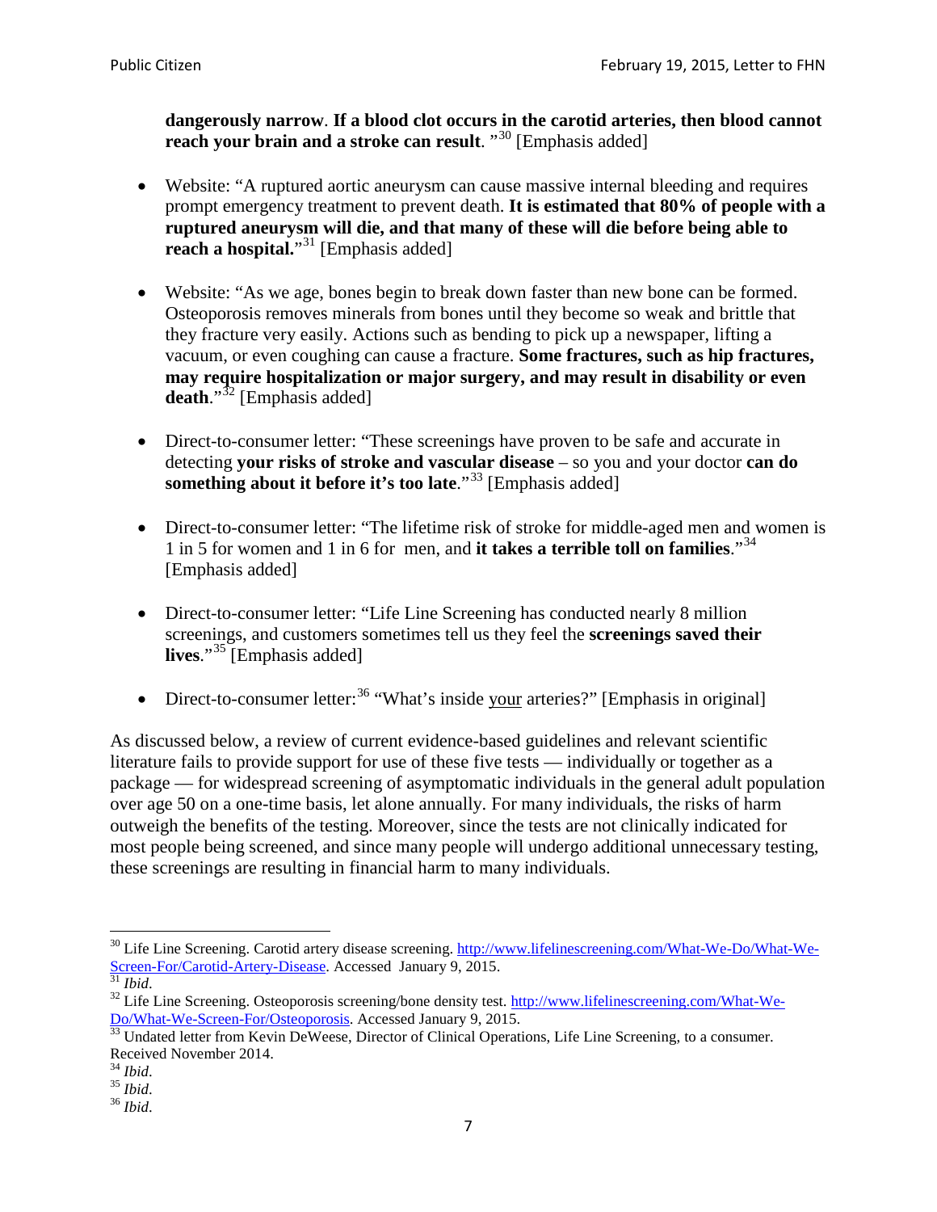**dangerously narrow**. **If a blood clot occurs in the carotid arteries, then blood cannot reach your brain and a stroke can result**. "[30] [Emphasis added]

- Website: "A ruptured aortic aneurysm can cause massive internal bleeding and requires prompt emergency treatment to prevent death. **It is estimated that 80% of people with a ruptured aneurysm will die, and that many of these will die before being able to reach a hospital.**"[31] [Emphasis added]

- Website: "As we age, bones begin to break down faster than new bone can be formed. Osteoporosis removes minerals from bones until they become so weak and brittle that they fracture very easily. Actions such as bending to pick up a newspaper, lifting a vacuum, or even coughing can cause a fracture. **Some fractures, such as hip fractures, may require hospitalization or major surgery, and may result in disability or even death**."[32] [Emphasis added]

- Direct-to-consumer letter: "These screenings have proven to be safe and accurate in detecting **your risks of stroke and vascular disease** – so you and your doctor **can do something about it before it's too late**."[33] [Emphasis added]

- Direct-to-consumer letter: "The lifetime risk of stroke for middle-aged men and women is 1 in 5 for women and 1 in 6 for men, and **it takes a terrible toll on families**."[34] [Emphasis added]

- Direct-to-consumer letter: "Life Line Screening has conducted nearly 8 million screenings, and customers sometimes tell us they feel the **screenings saved their lives**."[35] [Emphasis added]

- Direct-to-consumer letter:[36] "What's inside <u>your</u> arteries?" [Emphasis in original]

As discussed below, a review of current evidence-based guidelines and relevant scientific literature fails to provide support for use of these five tests — individually or together as a package — for widespread screening of asymptomatic individuals in the general adult population over age 50 on a one-time basis, let alone annually. For many individuals, the risks of harm outweigh the benefits of the testing. Moreover, since the tests are not clinically indicated for most people being screened, and since many people will undergo additional unnecessary testing, these screenings are resulting in financial harm to many individuals.

---

[30] Life Line Screening. Carotid artery disease screening. http://www.lifelinescreening.com/What-We-Do/What-We-Screen-For/Carotid-Artery-Disease. Accessed January 9, 2015.

[31] *Ibid*.

[32] Life Line Screening. Osteoporosis screening/bone density test. http://www.lifelinescreening.com/What-We-Do/What-We-Screen-For/Osteoporosis. Accessed January 9, 2015.

[33] Undated letter from Kevin DeWeese, Director of Clinical Operations, Life Line Screening, to a consumer. Received November 2014.

[34] *Ibid*.

[35] *Ibid*.

[36] *Ibid*.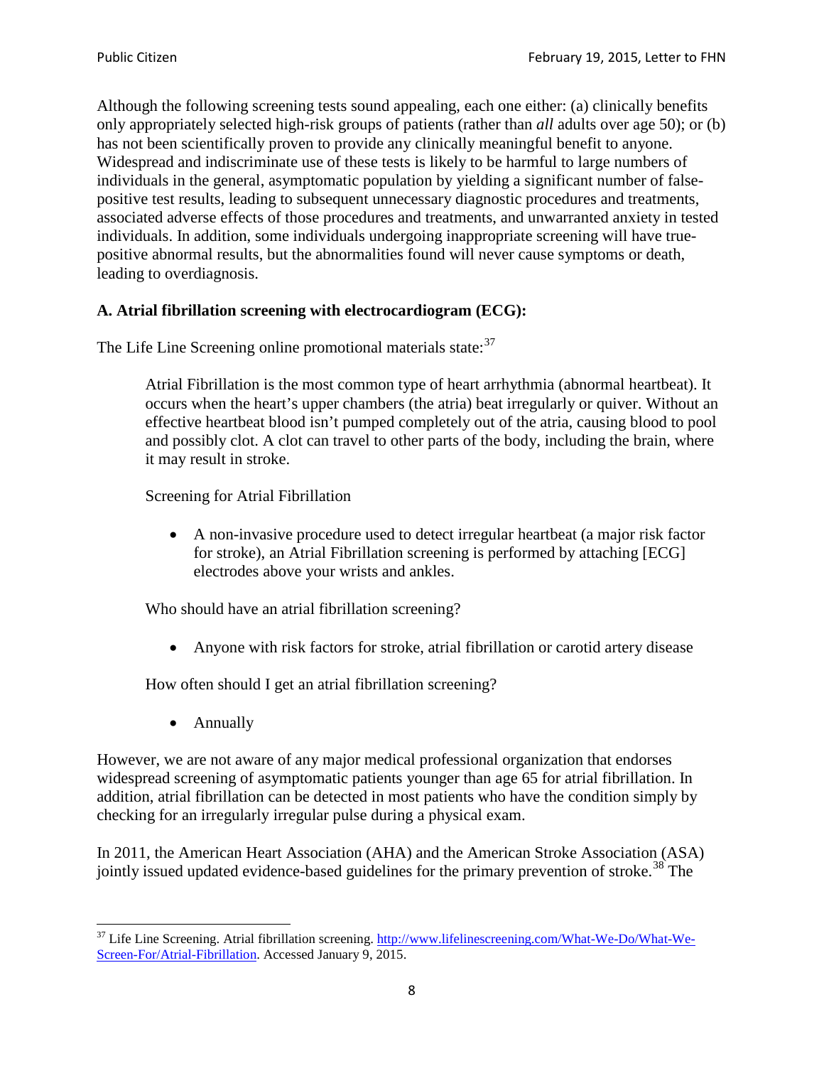Although the following screening tests sound appealing, each one either: (a) clinically benefits only appropriately selected high-risk groups of patients (rather than *all* adults over age 50); or (b) has not been scientifically proven to provide any clinically meaningful benefit to anyone. Widespread and indiscriminate use of these tests is likely to be harmful to large numbers of individuals in the general, asymptomatic population by yielding a significant number of false-positive test results, leading to subsequent unnecessary diagnostic procedures and treatments, associated adverse effects of those procedures and treatments, and unwarranted anxiety in tested individuals. In addition, some individuals undergoing inappropriate screening will have true-positive abnormal results, but the abnormalities found will never cause symptoms or death, leading to overdiagnosis.

**A. Atrial fibrillation screening with electrocardiogram (ECG):**

The Life Line Screening online promotional materials state:[37]

> Atrial Fibrillation is the most common type of heart arrhythmia (abnormal heartbeat). It occurs when the heart's upper chambers (the atria) beat irregularly or quiver. Without an effective heartbeat blood isn't pumped completely out of the atria, causing blood to pool and possibly clot. A clot can travel to other parts of the body, including the brain, where it may result in stroke.
>
> Screening for Atrial Fibrillation
>
> - A non-invasive procedure used to detect irregular heartbeat (a major risk factor for stroke), an Atrial Fibrillation screening is performed by attaching [ECG] electrodes above your wrists and ankles.
>
> Who should have an atrial fibrillation screening?
>
> - Anyone with risk factors for stroke, atrial fibrillation or carotid artery disease
>
> How often should I get an atrial fibrillation screening?
>
> - Annually

However, we are not aware of any major medical professional organization that endorses widespread screening of asymptomatic patients younger than age 65 for atrial fibrillation. In addition, atrial fibrillation can be detected in most patients who have the condition simply by checking for an irregularly irregular pulse during a physical exam.

In 2011, the American Heart Association (AHA) and the American Stroke Association (ASA) jointly issued updated evidence-based guidelines for the primary prevention of stroke.[38] The

---

[37] Life Line Screening. Atrial fibrillation screening. http://www.lifelinescreening.com/What-We-Do/What-We-Screen-For/Atrial-Fibrillation. Accessed January 9, 2015.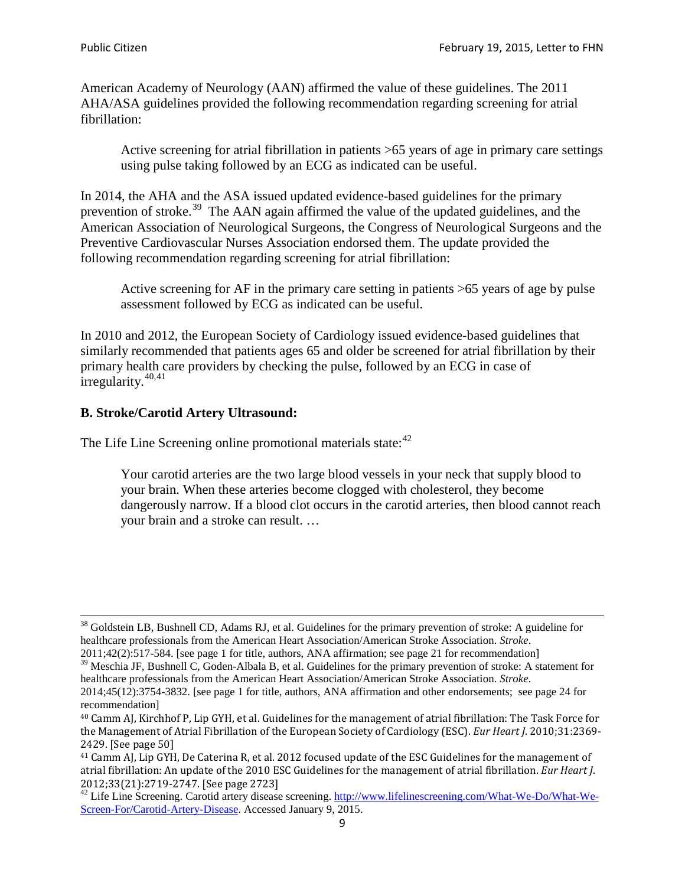American Academy of Neurology (AAN) affirmed the value of these guidelines. The 2011 AHA/ASA guidelines provided the following recommendation regarding screening for atrial fibrillation:

> Active screening for atrial fibrillation in patients >65 years of age in primary care settings using pulse taking followed by an ECG as indicated can be useful.

In 2014, the AHA and the ASA issued updated evidence-based guidelines for the primary prevention of stroke.[39] The AAN again affirmed the value of the updated guidelines, and the American Association of Neurological Surgeons, the Congress of Neurological Surgeons and the Preventive Cardiovascular Nurses Association endorsed them. The update provided the following recommendation regarding screening for atrial fibrillation:

> Active screening for AF in the primary care setting in patients >65 years of age by pulse assessment followed by ECG as indicated can be useful.

In 2010 and 2012, the European Society of Cardiology issued evidence-based guidelines that similarly recommended that patients ages 65 and older be screened for atrial fibrillation by their primary health care providers by checking the pulse, followed by an ECG in case of irregularity.[40,41]

### B. Stroke/Carotid Artery Ultrasound:

The Life Line Screening online promotional materials state:[42]

> Your carotid arteries are the two large blood vessels in your neck that supply blood to your brain. When these arteries become clogged with cholesterol, they become dangerously narrow. If a blood clot occurs in the carotid arteries, then blood cannot reach your brain and a stroke can result. …

---

[38] Goldstein LB, Bushnell CD, Adams RJ, et al. Guidelines for the primary prevention of stroke: A guideline for healthcare professionals from the American Heart Association/American Stroke Association. *Stroke*. 2011;42(2):517-584. [see page 1 for title, authors, ANA affirmation; see page 21 for recommendation]

[39] Meschia JF, Bushnell C, Goden-Albala B, et al. Guidelines for the primary prevention of stroke: A statement for healthcare professionals from the American Heart Association/American Stroke Association. *Stroke*. 2014;45(12):3754-3832. [see page 1 for title, authors, ANA affirmation and other endorsements; see page 24 for recommendation]

[40] Camm AJ, Kirchhof P, Lip GYH, et al. Guidelines for the management of atrial fibrillation: The Task Force for the Management of Atrial Fibrillation of the European Society of Cardiology (ESC). *Eur Heart J*. 2010;31:2369-2429. [See page 50]

[41] Camm AJ, Lip GYH, De Caterina R, et al. 2012 focused update of the ESC Guidelines for the management of atrial fibrillation: An update of the 2010 ESC Guidelines for the management of atrial fibrillation. *Eur Heart J*. 2012;33(21):2719-2747. [See page 2723]

[42] Life Line Screening. Carotid artery disease screening. http://www.lifelinescreening.com/What-We-Do/What-We-Screen-For/Carotid-Artery-Disease. Accessed January 9, 2015.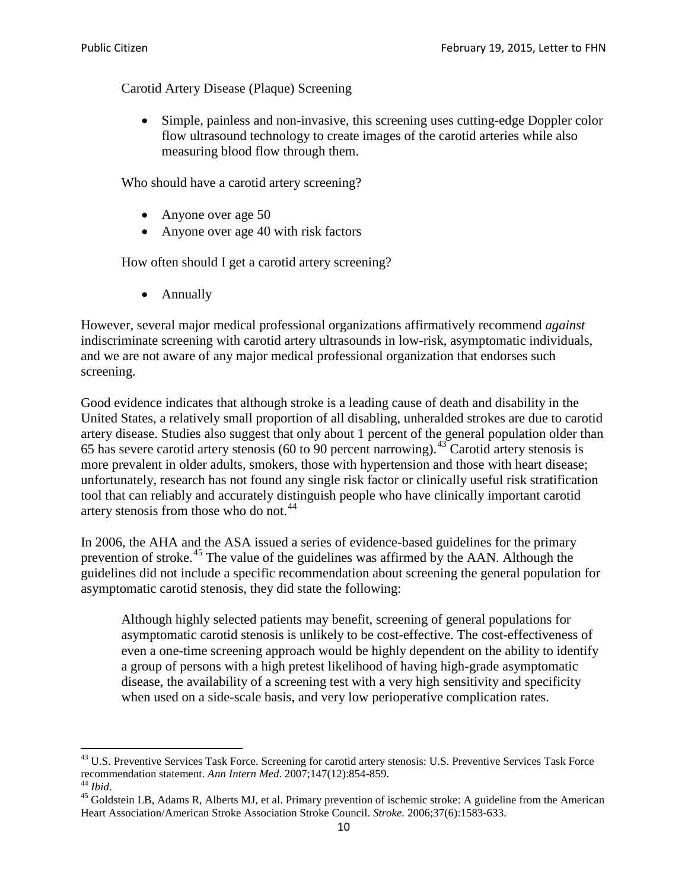Carotid Artery Disease (Plaque) Screening

- Simple, painless and non-invasive, this screening uses cutting-edge Doppler color flow ultrasound technology to create images of the carotid arteries while also measuring blood flow through them.

Who should have a carotid artery screening?

- Anyone over age 50
- Anyone over age 40 with risk factors

How often should I get a carotid artery screening?

- Annually

However, several major medical professional organizations affirmatively recommend *against* indiscriminate screening with carotid artery ultrasounds in low-risk, asymptomatic individuals, and we are not aware of any major medical professional organization that endorses such screening.

Good evidence indicates that although stroke is a leading cause of death and disability in the United States, a relatively small proportion of all disabling, unheralded strokes are due to carotid artery disease. Studies also suggest that only about 1 percent of the general population older than 65 has severe carotid artery stenosis (60 to 90 percent narrowing).[43] Carotid artery stenosis is more prevalent in older adults, smokers, those with hypertension and those with heart disease; unfortunately, research has not found any single risk factor or clinically useful risk stratification tool that can reliably and accurately distinguish people who have clinically important carotid artery stenosis from those who do not.[44]

In 2006, the AHA and the ASA issued a series of evidence-based guidelines for the primary prevention of stroke.[45] The value of the guidelines was affirmed by the AAN. Although the guidelines did not include a specific recommendation about screening the general population for asymptomatic carotid stenosis, they did state the following:

> Although highly selected patients may benefit, screening of general populations for asymptomatic carotid stenosis is unlikely to be cost-effective. The cost-effectiveness of even a one-time screening approach would be highly dependent on the ability to identify a group of persons with a high pretest likelihood of having high-grade asymptomatic disease, the availability of a screening test with a very high sensitivity and specificity when used on a side-scale basis, and very low perioperative complication rates.

---

[43] U.S. Preventive Services Task Force. Screening for carotid artery stenosis: U.S. Preventive Services Task Force recommendation statement. *Ann Intern Med*. 2007;147(12):854-859.

[44] *Ibid*.

[45] Goldstein LB, Adams R, Alberts MJ, et al. Primary prevention of ischemic stroke: A guideline from the American Heart Association/American Stroke Association Stroke Council. *Stroke*. 2006;37(6):1583-633.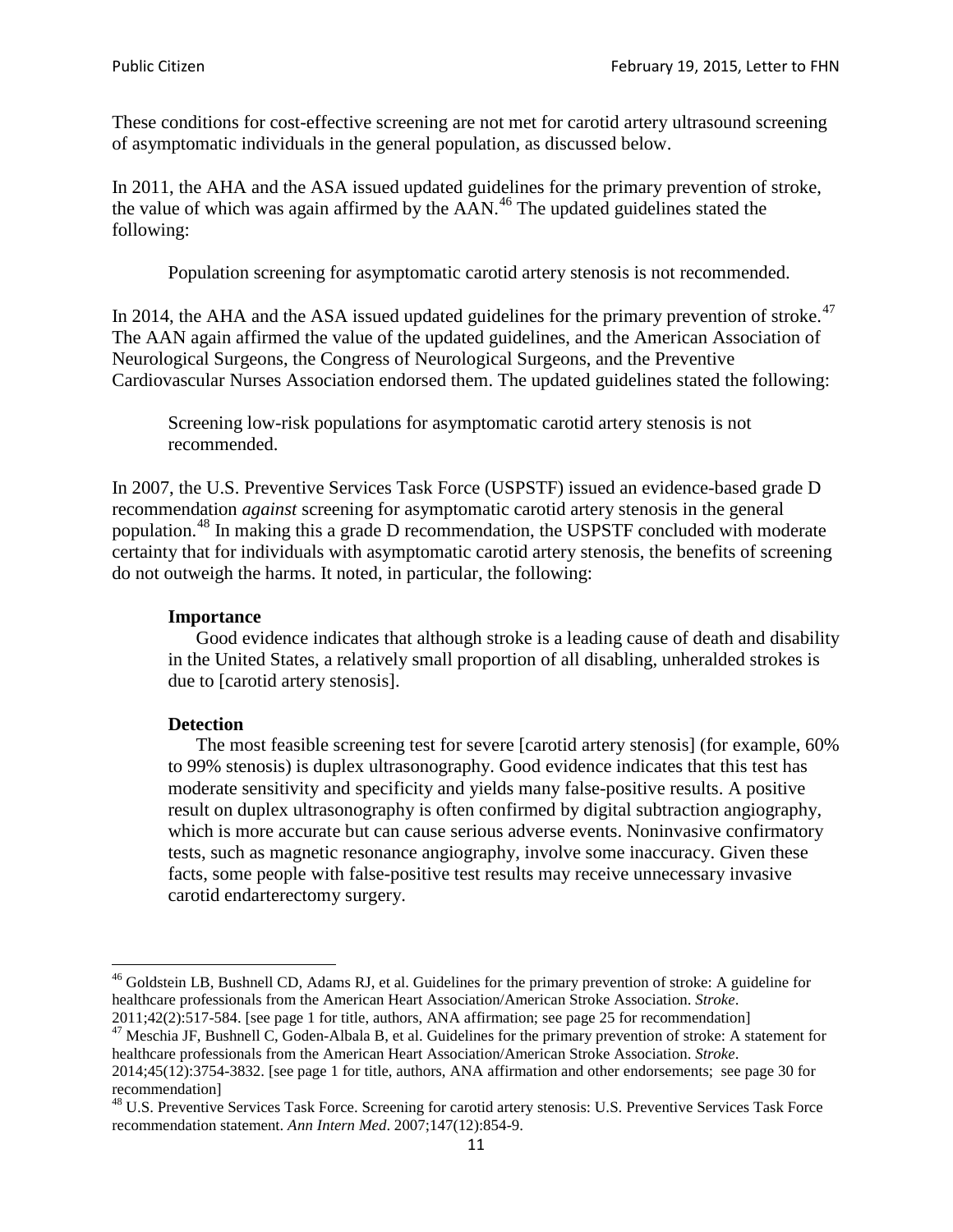These conditions for cost-effective screening are not met for carotid artery ultrasound screening of asymptomatic individuals in the general population, as discussed below.

In 2011, the AHA and the ASA issued updated guidelines for the primary prevention of stroke, the value of which was again affirmed by the AAN.[46] The updated guidelines stated the following:

> Population screening for asymptomatic carotid artery stenosis is not recommended.

In 2014, the AHA and the ASA issued updated guidelines for the primary prevention of stroke.[47] The AAN again affirmed the value of the updated guidelines, and the American Association of Neurological Surgeons, the Congress of Neurological Surgeons, and the Preventive Cardiovascular Nurses Association endorsed them. The updated guidelines stated the following:

> Screening low-risk populations for asymptomatic carotid artery stenosis is not recommended.

In 2007, the U.S. Preventive Services Task Force (USPSTF) issued an evidence-based grade D recommendation *against* screening for asymptomatic carotid artery stenosis in the general population.[48] In making this a grade D recommendation, the USPSTF concluded with moderate certainty that for individuals with asymptomatic carotid artery stenosis, the benefits of screening do not outweigh the harms. It noted, in particular, the following:

> **Importance**
>
> Good evidence indicates that although stroke is a leading cause of death and disability in the United States, a relatively small proportion of all disabling, unheralded strokes is due to [carotid artery stenosis].
>
> **Detection**
>
> The most feasible screening test for severe [carotid artery stenosis] (for example, 60% to 99% stenosis) is duplex ultrasonography. Good evidence indicates that this test has moderate sensitivity and specificity and yields many false-positive results. A positive result on duplex ultrasonography is often confirmed by digital subtraction angiography, which is more accurate but can cause serious adverse events. Noninvasive confirmatory tests, such as magnetic resonance angiography, involve some inaccuracy. Given these facts, some people with false-positive test results may receive unnecessary invasive carotid endarterectomy surgery.

---

[46] Goldstein LB, Bushnell CD, Adams RJ, et al. Guidelines for the primary prevention of stroke: A guideline for healthcare professionals from the American Heart Association/American Stroke Association. *Stroke*. 2011;42(2):517-584. [see page 1 for title, authors, ANA affirmation; see page 25 for recommendation]

[47] Meschia JF, Bushnell C, Goden-Albala B, et al. Guidelines for the primary prevention of stroke: A statement for healthcare professionals from the American Heart Association/American Stroke Association. *Stroke*. 2014;45(12):3754-3832. [see page 1 for title, authors, ANA affirmation and other endorsements; see page 30 for recommendation]

[48] U.S. Preventive Services Task Force. Screening for carotid artery stenosis: U.S. Preventive Services Task Force recommendation statement. *Ann Intern Med*. 2007;147(12):854-9.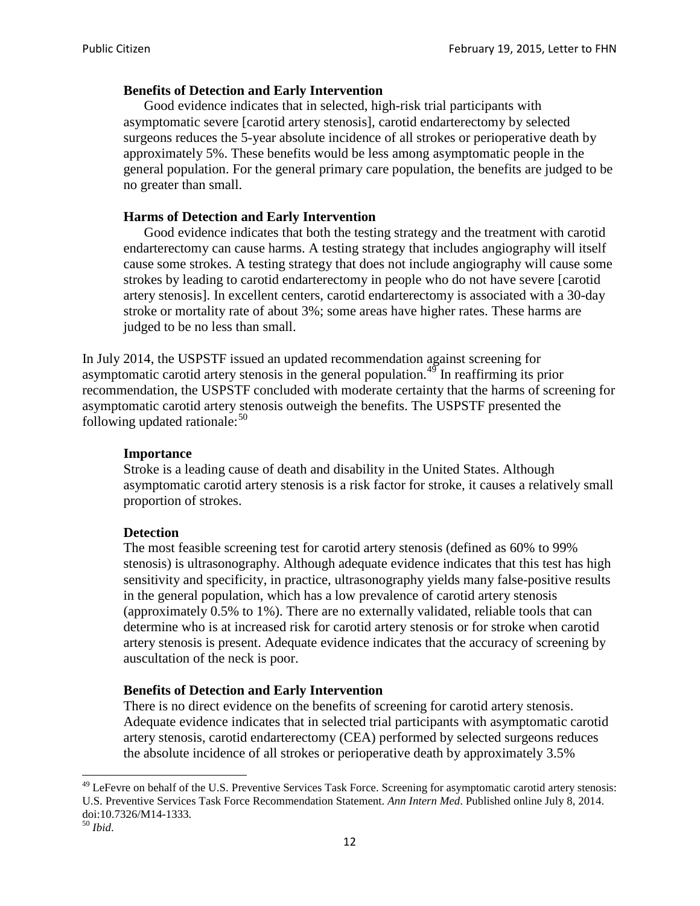> **Benefits of Detection and Early Intervention**
> 
> Good evidence indicates that in selected, high-risk trial participants with asymptomatic severe [carotid artery stenosis], carotid endarterectomy by selected surgeons reduces the 5-year absolute incidence of all strokes or perioperative death by approximately 5%. These benefits would be less among asymptomatic people in the general population. For the general primary care population, the benefits are judged to be no greater than small.
> 
> **Harms of Detection and Early Intervention**
> 
> Good evidence indicates that both the testing strategy and the treatment with carotid endarterectomy can cause harms. A testing strategy that includes angiography will itself cause some strokes. A testing strategy that does not include angiography will cause some strokes by leading to carotid endarterectomy in people who do not have severe [carotid artery stenosis]. In excellent centers, carotid endarterectomy is associated with a 30-day stroke or mortality rate of about 3%; some areas have higher rates. These harms are judged to be no less than small.

In July 2014, the USPSTF issued an updated recommendation against screening for asymptomatic carotid artery stenosis in the general population.[49] In reaffirming its prior recommendation, the USPSTF concluded with moderate certainty that the harms of screening for asymptomatic carotid artery stenosis outweigh the benefits. The USPSTF presented the following updated rationale:[50]

> **Importance**
> 
> Stroke is a leading cause of death and disability in the United States. Although asymptomatic carotid artery stenosis is a risk factor for stroke, it causes a relatively small proportion of strokes.
> 
> **Detection**
> 
> The most feasible screening test for carotid artery stenosis (defined as 60% to 99% stenosis) is ultrasonography. Although adequate evidence indicates that this test has high sensitivity and specificity, in practice, ultrasonography yields many false-positive results in the general population, which has a low prevalence of carotid artery stenosis (approximately 0.5% to 1%). There are no externally validated, reliable tools that can determine who is at increased risk for carotid artery stenosis or for stroke when carotid artery stenosis is present. Adequate evidence indicates that the accuracy of screening by auscultation of the neck is poor.
> 
> **Benefits of Detection and Early Intervention**
> 
> There is no direct evidence on the benefits of screening for carotid artery stenosis. Adequate evidence indicates that in selected trial participants with asymptomatic carotid artery stenosis, carotid endarterectomy (CEA) performed by selected surgeons reduces the absolute incidence of all strokes or perioperative death by approximately 3.5%

[49] LeFevre on behalf of the U.S. Preventive Services Task Force. Screening for asymptomatic carotid artery stenosis: U.S. Preventive Services Task Force Recommendation Statement. *Ann Intern Med*. Published online July 8, 2014. doi:10.7326/M14-1333.

[50] *Ibid*.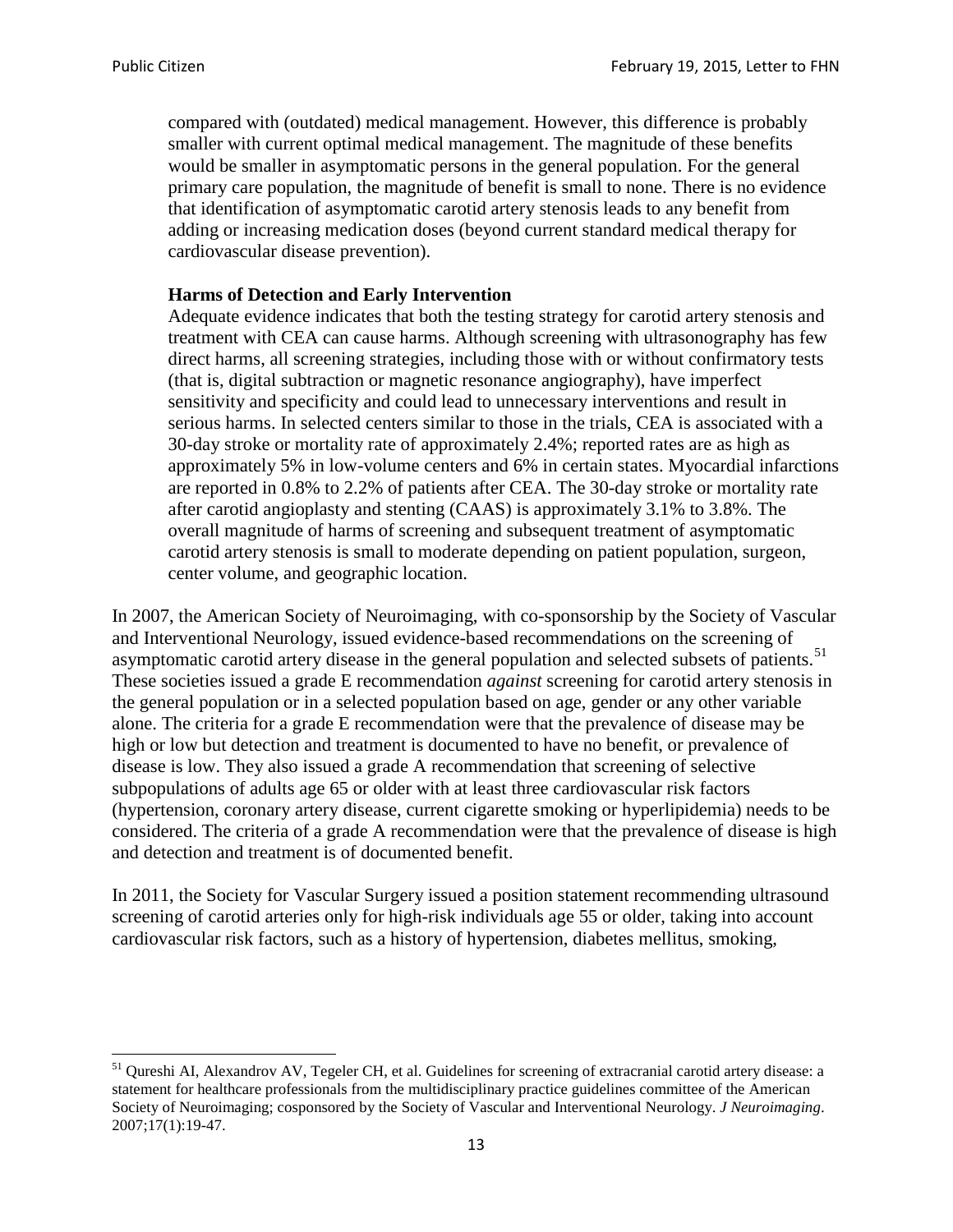> compared with (outdated) medical management. However, this difference is probably smaller with current optimal medical management. The magnitude of these benefits would be smaller in asymptomatic persons in the general population. For the general primary care population, the magnitude of benefit is small to none. There is no evidence that identification of asymptomatic carotid artery stenosis leads to any benefit from adding or increasing medication doses (beyond current standard medical therapy for cardiovascular disease prevention).
>
> **Harms of Detection and Early Intervention**
>
> Adequate evidence indicates that both the testing strategy for carotid artery stenosis and treatment with CEA can cause harms. Although screening with ultrasonography has few direct harms, all screening strategies, including those with or without confirmatory tests (that is, digital subtraction or magnetic resonance angiography), have imperfect sensitivity and specificity and could lead to unnecessary interventions and result in serious harms. In selected centers similar to those in the trials, CEA is associated with a 30-day stroke or mortality rate of approximately 2.4%; reported rates are as high as approximately 5% in low-volume centers and 6% in certain states. Myocardial infarctions are reported in 0.8% to 2.2% of patients after CEA. The 30-day stroke or mortality rate after carotid angioplasty and stenting (CAAS) is approximately 3.1% to 3.8%. The overall magnitude of harms of screening and subsequent treatment of asymptomatic carotid artery stenosis is small to moderate depending on patient population, surgeon, center volume, and geographic location.

In 2007, the American Society of Neuroimaging, with co-sponsorship by the Society of Vascular and Interventional Neurology, issued evidence-based recommendations on the screening of asymptomatic carotid artery disease in the general population and selected subsets of patients.[51] These societies issued a grade E recommendation *against* screening for carotid artery stenosis in the general population or in a selected population based on age, gender or any other variable alone. The criteria for a grade E recommendation were that the prevalence of disease may be high or low but detection and treatment is documented to have no benefit, or prevalence of disease is low. They also issued a grade A recommendation that screening of selective subpopulations of adults age 65 or older with at least three cardiovascular risk factors (hypertension, coronary artery disease, current cigarette smoking or hyperlipidemia) needs to be considered. The criteria of a grade A recommendation were that the prevalence of disease is high and detection and treatment is of documented benefit.

In 2011, the Society for Vascular Surgery issued a position statement recommending ultrasound screening of carotid arteries only for high-risk individuals age 55 or older, taking into account cardiovascular risk factors, such as a history of hypertension, diabetes mellitus, smoking,

---

[51] Qureshi AI, Alexandrov AV, Tegeler CH, et al. Guidelines for screening of extracranial carotid artery disease: a statement for healthcare professionals from the multidisciplinary practice guidelines committee of the American Society of Neuroimaging; cosponsored by the Society of Vascular and Interventional Neurology. *J Neuroimaging*. 2007;17(1):19-47.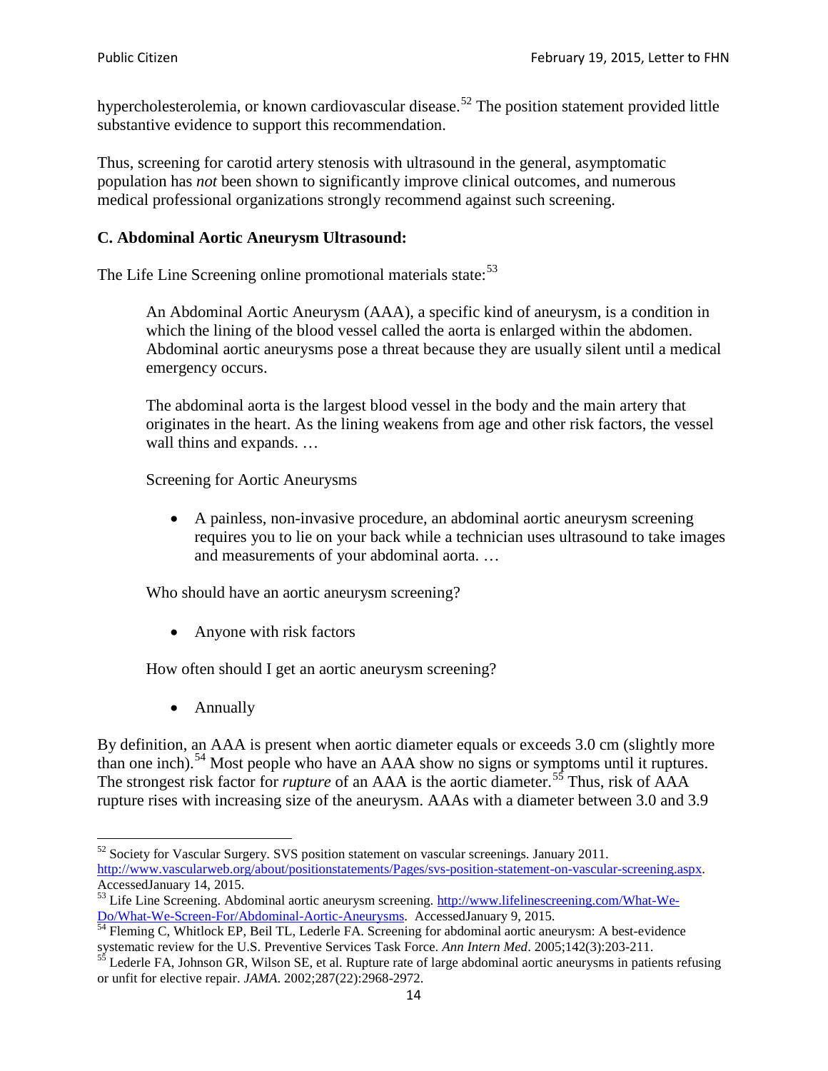hypercholesterolemia, or known cardiovascular disease.[52] The position statement provided little substantive evidence to support this recommendation.

Thus, screening for carotid artery stenosis with ultrasound in the general, asymptomatic population has *not* been shown to significantly improve clinical outcomes, and numerous medical professional organizations strongly recommend against such screening.

### C. Abdominal Aortic Aneurysm Ultrasound:

The Life Line Screening online promotional materials state:[53]

> An Abdominal Aortic Aneurysm (AAA), a specific kind of aneurysm, is a condition in which the lining of the blood vessel called the aorta is enlarged within the abdomen. Abdominal aortic aneurysms pose a threat because they are usually silent until a medical emergency occurs.
>
> The abdominal aorta is the largest blood vessel in the body and the main artery that originates in the heart. As the lining weakens from age and other risk factors, the vessel wall thins and expands. …
>
> Screening for Aortic Aneurysms
>
> - A painless, non-invasive procedure, an abdominal aortic aneurysm screening requires you to lie on your back while a technician uses ultrasound to take images and measurements of your abdominal aorta. …
>
> Who should have an aortic aneurysm screening?
>
> - Anyone with risk factors
>
> How often should I get an aortic aneurysm screening?
>
> - Annually

By definition, an AAA is present when aortic diameter equals or exceeds 3.0 cm (slightly more than one inch).[54] Most people who have an AAA show no signs or symptoms until it ruptures. The strongest risk factor for *rupture* of an AAA is the aortic diameter.[55] Thus, risk of AAA rupture rises with increasing size of the aneurysm. AAAs with a diameter between 3.0 and 3.9

---

[52] Society for Vascular Surgery. SVS position statement on vascular screenings. January 2011. http://www.vascularweb.org/about/positionstatements/Pages/svs-position-statement-on-vascular-screening.aspx. AccessedJanuary 14, 2015.

[53] Life Line Screening. Abdominal aortic aneurysm screening. http://www.lifelinescreening.com/What-We-Do/What-We-Screen-For/Abdominal-Aortic-Aneurysms. AccessedJanuary 9, 2015.

[54] Fleming C, Whitlock EP, Beil TL, Lederle FA. Screening for abdominal aortic aneurysm: A best-evidence systematic review for the U.S. Preventive Services Task Force. *Ann Intern Med*. 2005;142(3):203-211.

[55] Lederle FA, Johnson GR, Wilson SE, et al. Rupture rate of large abdominal aortic aneurysms in patients refusing or unfit for elective repair. *JAMA*. 2002;287(22):2968-2972.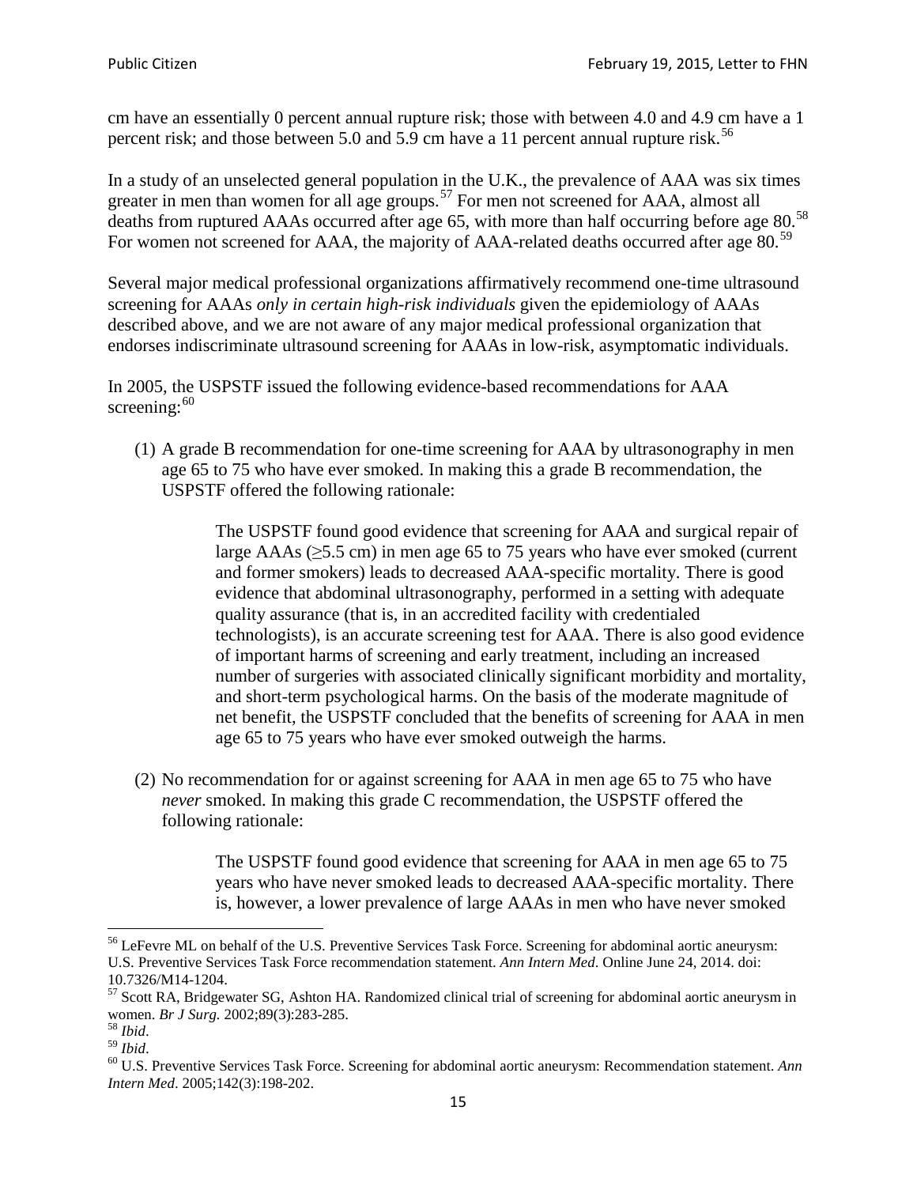cm have an essentially 0 percent annual rupture risk; those with between 4.0 and 4.9 cm have a 1 percent risk; and those between 5.0 and 5.9 cm have a 11 percent annual rupture risk.[56]

In a study of an unselected general population in the U.K., the prevalence of AAA was six times greater in men than women for all age groups.[57] For men not screened for AAA, almost all deaths from ruptured AAAs occurred after age 65, with more than half occurring before age 80.[58] For women not screened for AAA, the majority of AAA-related deaths occurred after age 80.[59]

Several major medical professional organizations affirmatively recommend one-time ultrasound screening for AAAs *only in certain high-risk individuals* given the epidemiology of AAAs described above, and we are not aware of any major medical professional organization that endorses indiscriminate ultrasound screening for AAAs in low-risk, asymptomatic individuals.

In 2005, the USPSTF issued the following evidence-based recommendations for AAA screening:[60]

(1) A grade B recommendation for one-time screening for AAA by ultrasonography in men age 65 to 75 who have ever smoked. In making this a grade B recommendation, the USPSTF offered the following rationale:

> The USPSTF found good evidence that screening for AAA and surgical repair of large AAAs (≥5.5 cm) in men age 65 to 75 years who have ever smoked (current and former smokers) leads to decreased AAA-specific mortality. There is good evidence that abdominal ultrasonography, performed in a setting with adequate quality assurance (that is, in an accredited facility with credentialed technologists), is an accurate screening test for AAA. There is also good evidence of important harms of screening and early treatment, including an increased number of surgeries with associated clinically significant morbidity and mortality, and short-term psychological harms. On the basis of the moderate magnitude of net benefit, the USPSTF concluded that the benefits of screening for AAA in men age 65 to 75 years who have ever smoked outweigh the harms.

(2) No recommendation for or against screening for AAA in men age 65 to 75 who have *never* smoked. In making this grade C recommendation, the USPSTF offered the following rationale:

> The USPSTF found good evidence that screening for AAA in men age 65 to 75 years who have never smoked leads to decreased AAA-specific mortality. There is, however, a lower prevalence of large AAAs in men who have never smoked

---

[56] LeFevre ML on behalf of the U.S. Preventive Services Task Force. Screening for abdominal aortic aneurysm: U.S. Preventive Services Task Force recommendation statement. *Ann Intern Med*. Online June 24, 2014. doi: 10.7326/M14-1204.

[57] Scott RA, Bridgewater SG, Ashton HA. Randomized clinical trial of screening for abdominal aortic aneurysm in women. *Br J Surg.* 2002;89(3):283-285.

[58] *Ibid*.

[59] *Ibid*.

[60] U.S. Preventive Services Task Force. Screening for abdominal aortic aneurysm: Recommendation statement. *Ann Intern Med*. 2005;142(3):198-202.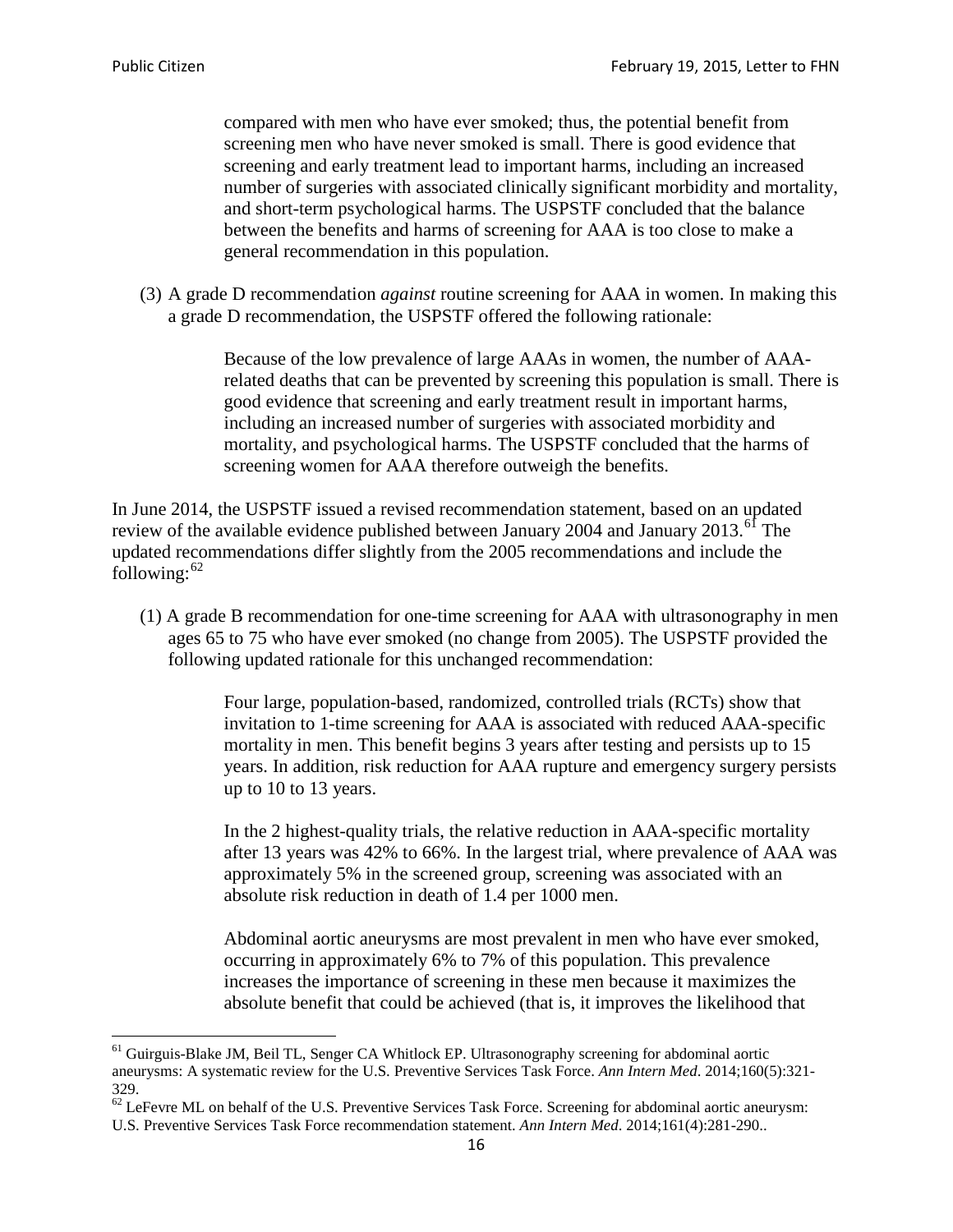> compared with men who have ever smoked; thus, the potential benefit from screening men who have never smoked is small. There is good evidence that screening and early treatment lead to important harms, including an increased number of surgeries with associated clinically significant morbidity and mortality, and short-term psychological harms. The USPSTF concluded that the balance between the benefits and harms of screening for AAA is too close to make a general recommendation in this population.

(3) A grade D recommendation *against* routine screening for AAA in women. In making this a grade D recommendation, the USPSTF offered the following rationale:

> Because of the low prevalence of large AAAs in women, the number of AAA-related deaths that can be prevented by screening this population is small. There is good evidence that screening and early treatment result in important harms, including an increased number of surgeries with associated morbidity and mortality, and psychological harms. The USPSTF concluded that the harms of screening women for AAA therefore outweigh the benefits.

In June 2014, the USPSTF issued a revised recommendation statement, based on an updated review of the available evidence published between January 2004 and January 2013.[61] The updated recommendations differ slightly from the 2005 recommendations and include the following:[62]

(1) A grade B recommendation for one-time screening for AAA with ultrasonography in men ages 65 to 75 who have ever smoked (no change from 2005). The USPSTF provided the following updated rationale for this unchanged recommendation:

> Four large, population-based, randomized, controlled trials (RCTs) show that invitation to 1-time screening for AAA is associated with reduced AAA-specific mortality in men. This benefit begins 3 years after testing and persists up to 15 years. In addition, risk reduction for AAA rupture and emergency surgery persists up to 10 to 13 years.
>
> In the 2 highest-quality trials, the relative reduction in AAA-specific mortality after 13 years was 42% to 66%. In the largest trial, where prevalence of AAA was approximately 5% in the screened group, screening was associated with an absolute risk reduction in death of 1.4 per 1000 men.
>
> Abdominal aortic aneurysms are most prevalent in men who have ever smoked, occurring in approximately 6% to 7% of this population. This prevalence increases the importance of screening in these men because it maximizes the absolute benefit that could be achieved (that is, it improves the likelihood that

---

[61] Guirguis-Blake JM, Beil TL, Senger CA Whitlock EP. Ultrasonography screening for abdominal aortic aneurysms: A systematic review for the U.S. Preventive Services Task Force. *Ann Intern Med*. 2014;160(5):321-329.

[62] LeFevre ML on behalf of the U.S. Preventive Services Task Force. Screening for abdominal aortic aneurysm: U.S. Preventive Services Task Force recommendation statement. *Ann Intern Med*. 2014;161(4):281-290..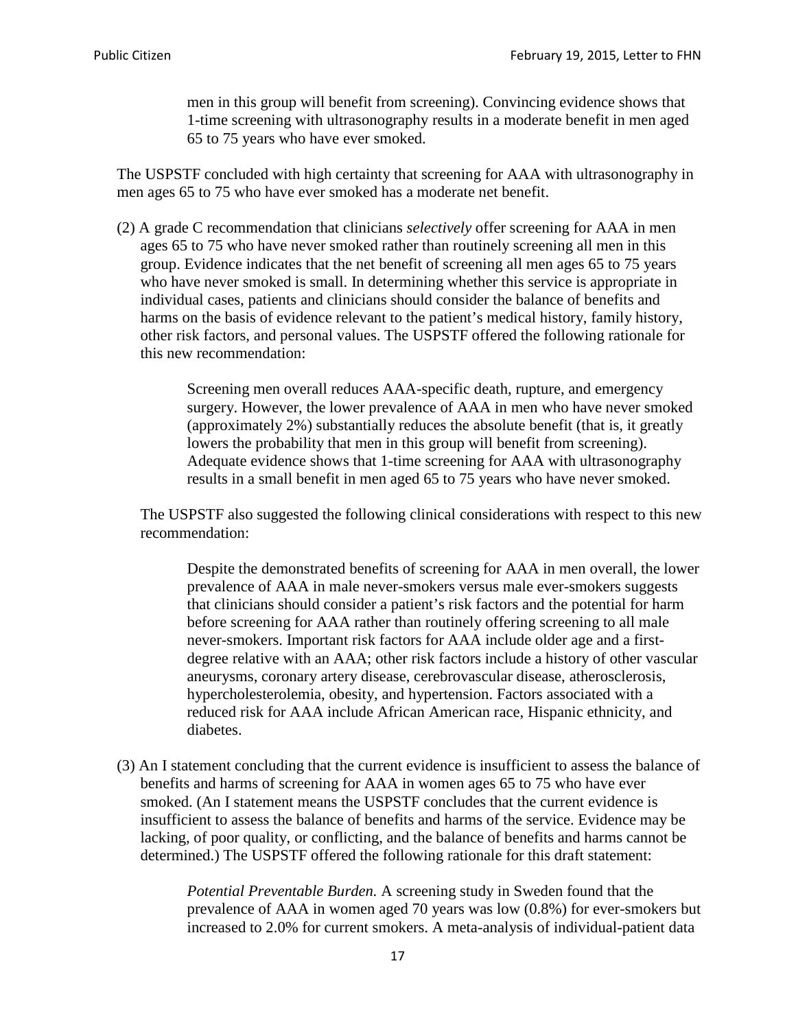> men in this group will benefit from screening). Convincing evidence shows that 1-time screening with ultrasonography results in a moderate benefit in men aged 65 to 75 years who have ever smoked.

The USPSTF concluded with high certainty that screening for AAA with ultrasonography in men ages 65 to 75 who have ever smoked has a moderate net benefit.

(2) A grade C recommendation that clinicians *selectively* offer screening for AAA in men ages 65 to 75 who have never smoked rather than routinely screening all men in this group. Evidence indicates that the net benefit of screening all men ages 65 to 75 years who have never smoked is small. In determining whether this service is appropriate in individual cases, patients and clinicians should consider the balance of benefits and harms on the basis of evidence relevant to the patient's medical history, family history, other risk factors, and personal values. The USPSTF offered the following rationale for this new recommendation:

> Screening men overall reduces AAA-specific death, rupture, and emergency surgery. However, the lower prevalence of AAA in men who have never smoked (approximately 2%) substantially reduces the absolute benefit (that is, it greatly lowers the probability that men in this group will benefit from screening). Adequate evidence shows that 1-time screening for AAA with ultrasonography results in a small benefit in men aged 65 to 75 years who have never smoked.

The USPSTF also suggested the following clinical considerations with respect to this new recommendation:

> Despite the demonstrated benefits of screening for AAA in men overall, the lower prevalence of AAA in male never-smokers versus male ever-smokers suggests that clinicians should consider a patient's risk factors and the potential for harm before screening for AAA rather than routinely offering screening to all male never-smokers. Important risk factors for AAA include older age and a first-degree relative with an AAA; other risk factors include a history of other vascular aneurysms, coronary artery disease, cerebrovascular disease, atherosclerosis, hypercholesterolemia, obesity, and hypertension. Factors associated with a reduced risk for AAA include African American race, Hispanic ethnicity, and diabetes.

(3) An I statement concluding that the current evidence is insufficient to assess the balance of benefits and harms of screening for AAA in women ages 65 to 75 who have ever smoked. (An I statement means the USPSTF concludes that the current evidence is insufficient to assess the balance of benefits and harms of the service. Evidence may be lacking, of poor quality, or conflicting, and the balance of benefits and harms cannot be determined.) The USPSTF offered the following rationale for this draft statement:

> *Potential Preventable Burden.* A screening study in Sweden found that the prevalence of AAA in women aged 70 years was low (0.8%) for ever-smokers but increased to 2.0% for current smokers. A meta-analysis of individual-patient data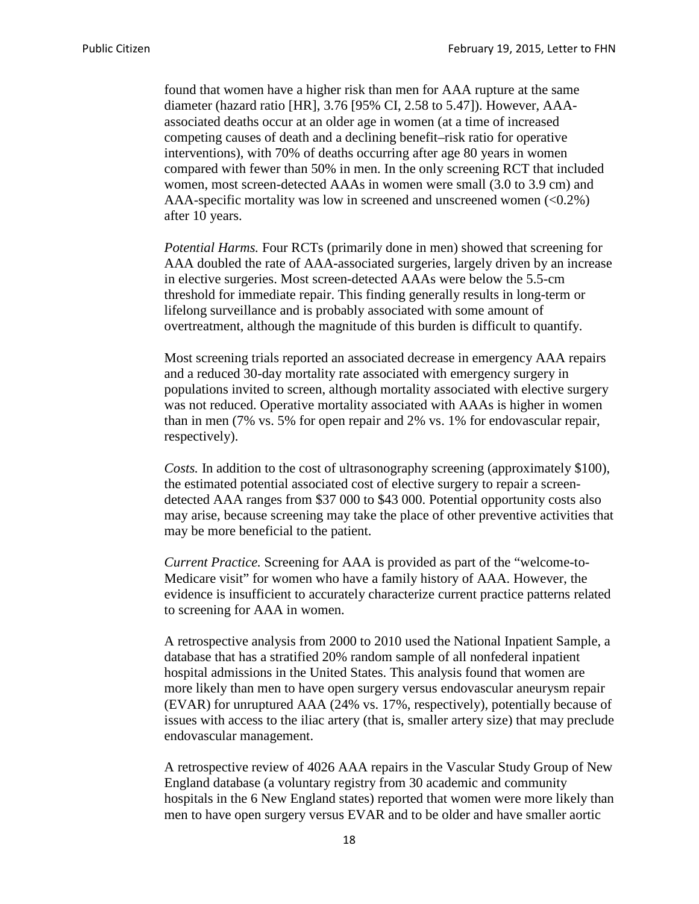found that women have a higher risk than men for AAA rupture at the same diameter (hazard ratio [HR], 3.76 [95% CI, 2.58 to 5.47]). However, AAA-associated deaths occur at an older age in women (at a time of increased competing causes of death and a declining benefit–risk ratio for operative interventions), with 70% of deaths occurring after age 80 years in women compared with fewer than 50% in men. In the only screening RCT that included women, most screen-detected AAAs in women were small (3.0 to 3.9 cm) and AAA-specific mortality was low in screened and unscreened women (<0.2%) after 10 years.

*Potential Harms.* Four RCTs (primarily done in men) showed that screening for AAA doubled the rate of AAA-associated surgeries, largely driven by an increase in elective surgeries. Most screen-detected AAAs were below the 5.5-cm threshold for immediate repair. This finding generally results in long-term or lifelong surveillance and is probably associated with some amount of overtreatment, although the magnitude of this burden is difficult to quantify.

Most screening trials reported an associated decrease in emergency AAA repairs and a reduced 30-day mortality rate associated with emergency surgery in populations invited to screen, although mortality associated with elective surgery was not reduced. Operative mortality associated with AAAs is higher in women than in men (7% vs. 5% for open repair and 2% vs. 1% for endovascular repair, respectively).

*Costs.* In addition to the cost of ultrasonography screening (approximately $100), the estimated potential associated cost of elective surgery to repair a screen-detected AAA ranges from $37 000 to $43 000. Potential opportunity costs also may arise, because screening may take the place of other preventive activities that may be more beneficial to the patient.

*Current Practice.* Screening for AAA is provided as part of the "welcome-to-Medicare visit" for women who have a family history of AAA. However, the evidence is insufficient to accurately characterize current practice patterns related to screening for AAA in women.

A retrospective analysis from 2000 to 2010 used the National Inpatient Sample, a database that has a stratified 20% random sample of all nonfederal inpatient hospital admissions in the United States. This analysis found that women are more likely than men to have open surgery versus endovascular aneurysm repair (EVAR) for unruptured AAA (24% vs. 17%, respectively), potentially because of issues with access to the iliac artery (that is, smaller artery size) that may preclude endovascular management.

A retrospective review of 4026 AAA repairs in the Vascular Study Group of New England database (a voluntary registry from 30 academic and community hospitals in the 6 New England states) reported that women were more likely than men to have open surgery versus EVAR and to be older and have smaller aortic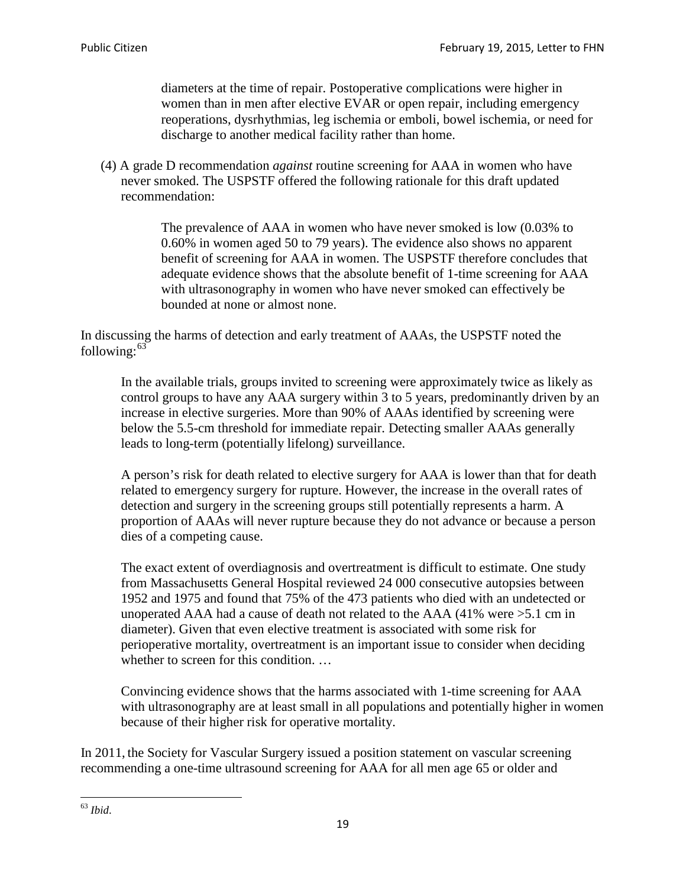> diameters at the time of repair. Postoperative complications were higher in women than in men after elective EVAR or open repair, including emergency reoperations, dysrhythmias, leg ischemia or emboli, bowel ischemia, or need for discharge to another medical facility rather than home.

(4) A grade D recommendation *against* routine screening for AAA in women who have never smoked. The USPSTF offered the following rationale for this draft updated recommendation:

> The prevalence of AAA in women who have never smoked is low (0.03% to 0.60% in women aged 50 to 79 years). The evidence also shows no apparent benefit of screening for AAA in women. The USPSTF therefore concludes that adequate evidence shows that the absolute benefit of 1-time screening for AAA with ultrasonography in women who have never smoked can effectively be bounded at none or almost none.

In discussing the harms of detection and early treatment of AAAs, the USPSTF noted the following:[63]

> In the available trials, groups invited to screening were approximately twice as likely as control groups to have any AAA surgery within 3 to 5 years, predominantly driven by an increase in elective surgeries. More than 90% of AAAs identified by screening were below the 5.5-cm threshold for immediate repair. Detecting smaller AAAs generally leads to long-term (potentially lifelong) surveillance.
>
> A person's risk for death related to elective surgery for AAA is lower than that for death related to emergency surgery for rupture. However, the increase in the overall rates of detection and surgery in the screening groups still potentially represents a harm. A proportion of AAAs will never rupture because they do not advance or because a person dies of a competing cause.
>
> The exact extent of overdiagnosis and overtreatment is difficult to estimate. One study from Massachusetts General Hospital reviewed 24 000 consecutive autopsies between 1952 and 1975 and found that 75% of the 473 patients who died with an undetected or unoperated AAA had a cause of death not related to the AAA (41% were >5.1 cm in diameter). Given that even elective treatment is associated with some risk for perioperative mortality, overtreatment is an important issue to consider when deciding whether to screen for this condition. …
>
> Convincing evidence shows that the harms associated with 1-time screening for AAA with ultrasonography are at least small in all populations and potentially higher in women because of their higher risk for operative mortality.

In 2011, the Society for Vascular Surgery issued a position statement on vascular screening recommending a one-time ultrasound screening for AAA for all men age 65 or older and

[63] *Ibid*.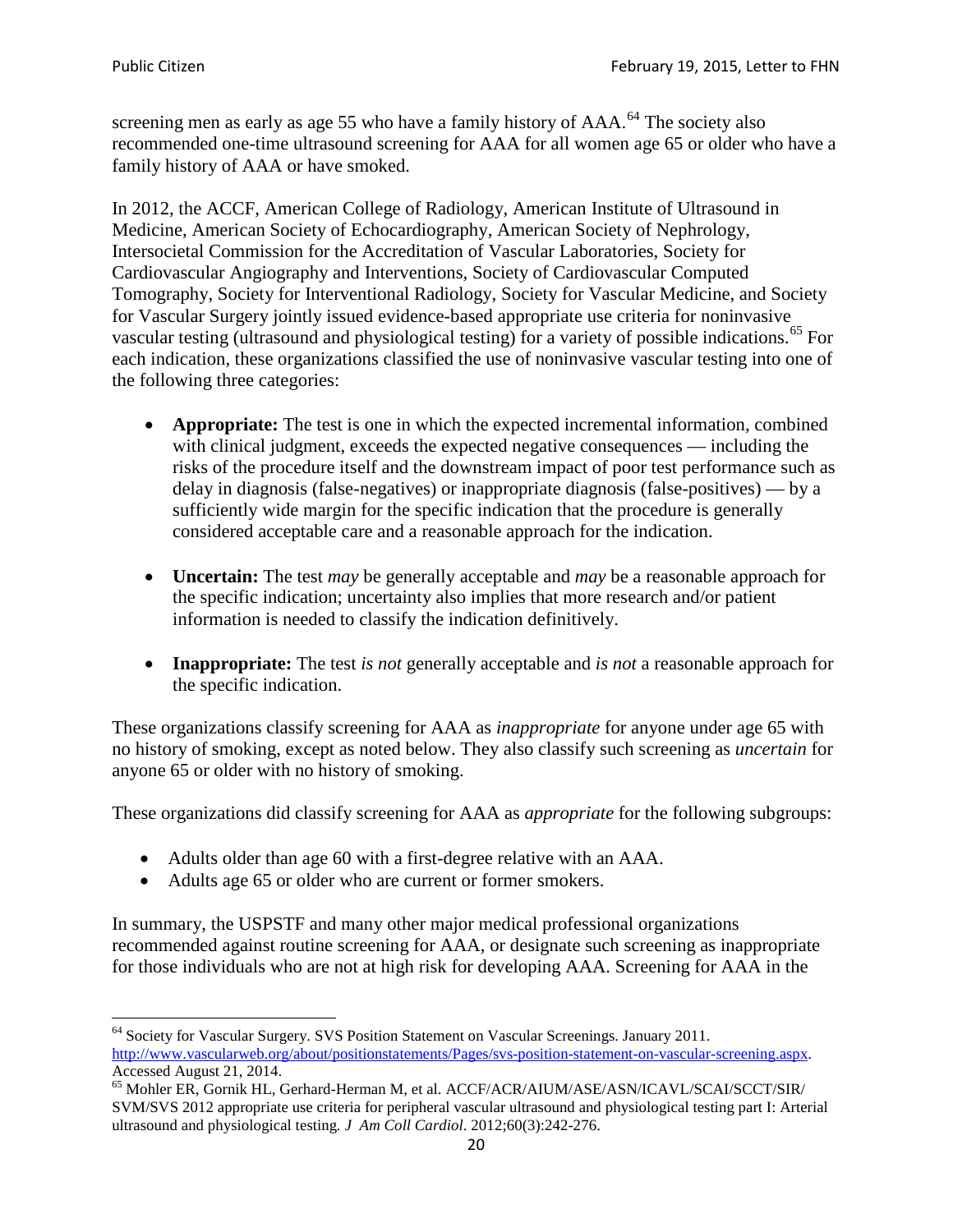screening men as early as age 55 who have a family history of AAA.[64] The society also recommended one-time ultrasound screening for AAA for all women age 65 or older who have a family history of AAA or have smoked.

In 2012, the ACCF, American College of Radiology, American Institute of Ultrasound in Medicine, American Society of Echocardiography, American Society of Nephrology, Intersocietal Commission for the Accreditation of Vascular Laboratories, Society for Cardiovascular Angiography and Interventions, Society of Cardiovascular Computed Tomography, Society for Interventional Radiology, Society for Vascular Medicine, and Society for Vascular Surgery jointly issued evidence-based appropriate use criteria for noninvasive vascular testing (ultrasound and physiological testing) for a variety of possible indications.[65] For each indication, these organizations classified the use of noninvasive vascular testing into one of the following three categories:

- **Appropriate:** The test is one in which the expected incremental information, combined with clinical judgment, exceeds the expected negative consequences — including the risks of the procedure itself and the downstream impact of poor test performance such as delay in diagnosis (false-negatives) or inappropriate diagnosis (false-positives) — by a sufficiently wide margin for the specific indication that the procedure is generally considered acceptable care and a reasonable approach for the indication.

- **Uncertain:** The test *may* be generally acceptable and *may* be a reasonable approach for the specific indication; uncertainty also implies that more research and/or patient information is needed to classify the indication definitively.

- **Inappropriate:** The test *is not* generally acceptable and *is not* a reasonable approach for the specific indication.

These organizations classify screening for AAA as *inappropriate* for anyone under age 65 with no history of smoking, except as noted below. They also classify such screening as *uncertain* for anyone 65 or older with no history of smoking.

These organizations did classify screening for AAA as *appropriate* for the following subgroups:

- Adults older than age 60 with a first-degree relative with an AAA.
- Adults age 65 or older who are current or former smokers.

In summary, the USPSTF and many other major medical professional organizations recommended against routine screening for AAA, or designate such screening as inappropriate for those individuals who are not at high risk for developing AAA. Screening for AAA in the

---

[64] Society for Vascular Surgery. SVS Position Statement on Vascular Screenings. January 2011. http://www.vascularweb.org/about/positionstatements/Pages/svs-position-statement-on-vascular-screening.aspx. Accessed August 21, 2014.

[65] Mohler ER, Gornik HL, Gerhard-Herman M, et al. ACCF/ACR/AIUM/ASE/ASN/ICAVL/SCAI/SCCT/SIR/SVM/SVS 2012 appropriate use criteria for peripheral vascular ultrasound and physiological testing part I: Arterial ultrasound and physiological testing. *J Am Coll Cardiol*. 2012;60(3):242-276.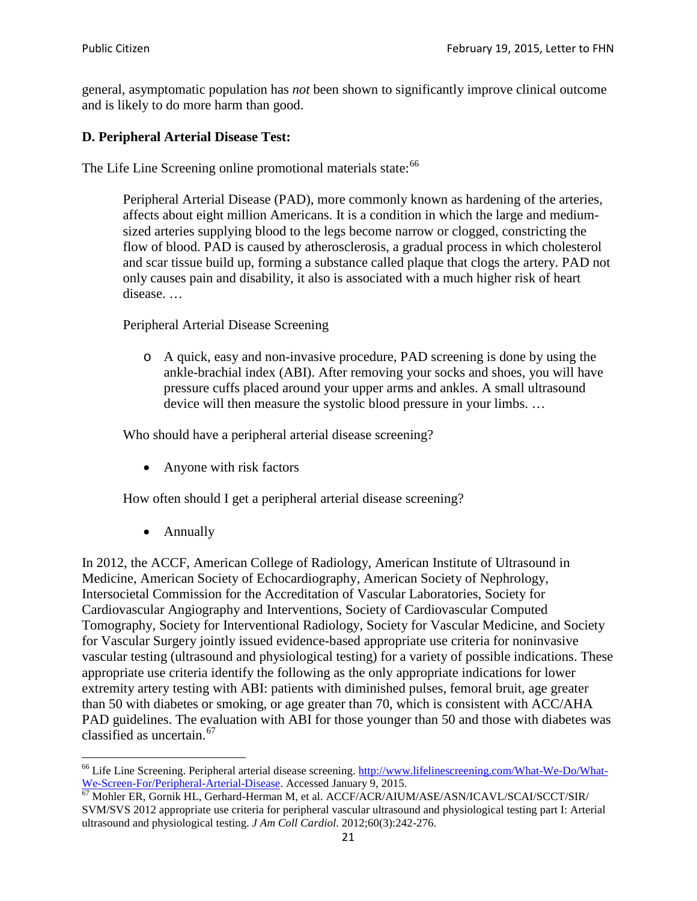general, asymptomatic population has *not* been shown to significantly improve clinical outcome and is likely to do more harm than good.

**D. Peripheral Arterial Disease Test:**

The Life Line Screening online promotional materials state:[66]

> Peripheral Arterial Disease (PAD), more commonly known as hardening of the arteries, affects about eight million Americans. It is a condition in which the large and medium-sized arteries supplying blood to the legs become narrow or clogged, constricting the flow of blood. PAD is caused by atherosclerosis, a gradual process in which cholesterol and scar tissue build up, forming a substance called plaque that clogs the artery. PAD not only causes pain and disability, it also is associated with a much higher risk of heart disease. …
>
> Peripheral Arterial Disease Screening
>
> - A quick, easy and non-invasive procedure, PAD screening is done by using the ankle-brachial index (ABI). After removing your socks and shoes, you will have pressure cuffs placed around your upper arms and ankles. A small ultrasound device will then measure the systolic blood pressure in your limbs. …
>
> Who should have a peripheral arterial disease screening?
>
> - Anyone with risk factors
>
> How often should I get a peripheral arterial disease screening?
>
> - Annually

In 2012, the ACCF, American College of Radiology, American Institute of Ultrasound in Medicine, American Society of Echocardiography, American Society of Nephrology, Intersocietal Commission for the Accreditation of Vascular Laboratories, Society for Cardiovascular Angiography and Interventions, Society of Cardiovascular Computed Tomography, Society for Interventional Radiology, Society for Vascular Medicine, and Society for Vascular Surgery jointly issued evidence-based appropriate use criteria for noninvasive vascular testing (ultrasound and physiological testing) for a variety of possible indications. These appropriate use criteria identify the following as the only appropriate indications for lower extremity artery testing with ABI: patients with diminished pulses, femoral bruit, age greater than 50 with diabetes or smoking, or age greater than 70, which is consistent with ACC/AHA PAD guidelines. The evaluation with ABI for those younger than 50 and those with diabetes was classified as uncertain.[67]

---

[66] Life Line Screening. Peripheral arterial disease screening. http://www.lifelinescreening.com/What-We-Do/What-We-Screen-For/Peripheral-Arterial-Disease. Accessed January 9, 2015.

[67] Mohler ER, Gornik HL, Gerhard-Herman M, et al. ACCF/ACR/AIUM/ASE/ASN/ICAVL/SCAI/SCCT/SIR/SVM/SVS 2012 appropriate use criteria for peripheral vascular ultrasound and physiological testing part I: Arterial ultrasound and physiological testing. *J Am Coll Cardiol*. 2012;60(3):242-276.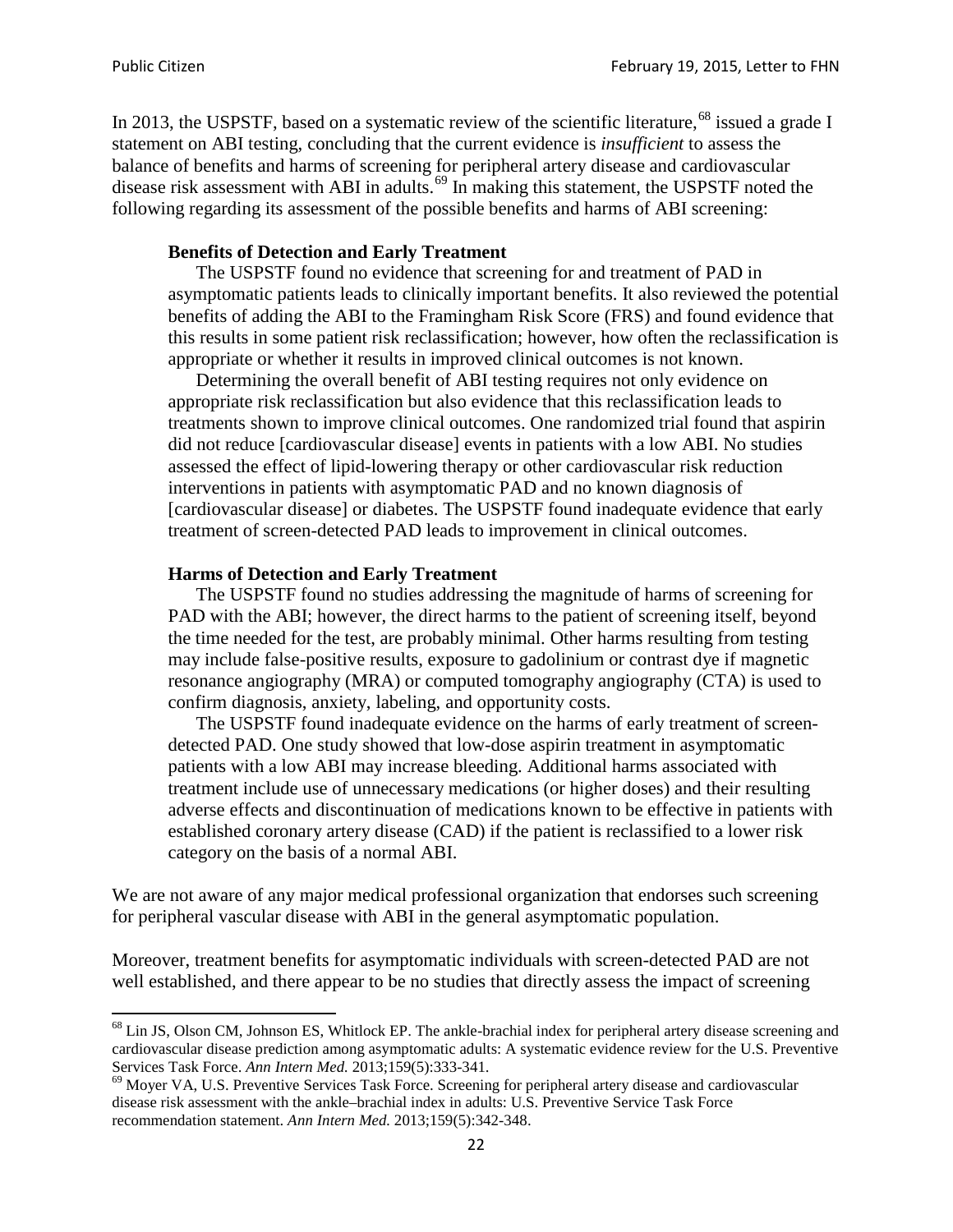In 2013, the USPSTF, based on a systematic review of the scientific literature,[68] issued a grade I statement on ABI testing, concluding that the current evidence is *insufficient* to assess the balance of benefits and harms of screening for peripheral artery disease and cardiovascular disease risk assessment with ABI in adults.[69] In making this statement, the USPSTF noted the following regarding its assessment of the possible benefits and harms of ABI screening:

> **Benefits of Detection and Early Treatment**
>
> The USPSTF found no evidence that screening for and treatment of PAD in asymptomatic patients leads to clinically important benefits. It also reviewed the potential benefits of adding the ABI to the Framingham Risk Score (FRS) and found evidence that this results in some patient risk reclassification; however, how often the reclassification is appropriate or whether it results in improved clinical outcomes is not known.
>
> Determining the overall benefit of ABI testing requires not only evidence on appropriate risk reclassification but also evidence that this reclassification leads to treatments shown to improve clinical outcomes. One randomized trial found that aspirin did not reduce [cardiovascular disease] events in patients with a low ABI. No studies assessed the effect of lipid-lowering therapy or other cardiovascular risk reduction interventions in patients with asymptomatic PAD and no known diagnosis of [cardiovascular disease] or diabetes. The USPSTF found inadequate evidence that early treatment of screen-detected PAD leads to improvement in clinical outcomes.
>
> **Harms of Detection and Early Treatment**
>
> The USPSTF found no studies addressing the magnitude of harms of screening for PAD with the ABI; however, the direct harms to the patient of screening itself, beyond the time needed for the test, are probably minimal. Other harms resulting from testing may include false-positive results, exposure to gadolinium or contrast dye if magnetic resonance angiography (MRA) or computed tomography angiography (CTA) is used to confirm diagnosis, anxiety, labeling, and opportunity costs.
>
> The USPSTF found inadequate evidence on the harms of early treatment of screen-detected PAD. One study showed that low-dose aspirin treatment in asymptomatic patients with a low ABI may increase bleeding. Additional harms associated with treatment include use of unnecessary medications (or higher doses) and their resulting adverse effects and discontinuation of medications known to be effective in patients with established coronary artery disease (CAD) if the patient is reclassified to a lower risk category on the basis of a normal ABI.

We are not aware of any major medical professional organization that endorses such screening for peripheral vascular disease with ABI in the general asymptomatic population.

Moreover, treatment benefits for asymptomatic individuals with screen-detected PAD are not well established, and there appear to be no studies that directly assess the impact of screening

---

[68] Lin JS, Olson CM, Johnson ES, Whitlock EP. The ankle-brachial index for peripheral artery disease screening and cardiovascular disease prediction among asymptomatic adults: A systematic evidence review for the U.S. Preventive Services Task Force. *Ann Intern Med.* 2013;159(5):333-341.

[69] Moyer VA, U.S. Preventive Services Task Force. Screening for peripheral artery disease and cardiovascular disease risk assessment with the ankle–brachial index in adults: U.S. Preventive Service Task Force recommendation statement. *Ann Intern Med.* 2013;159(5):342-348.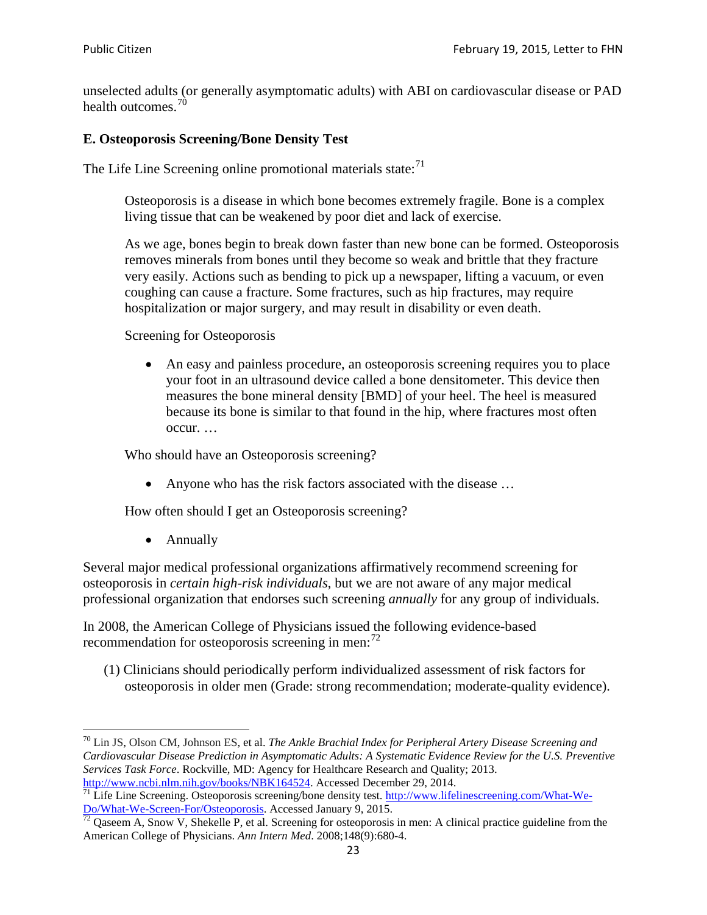unselected adults (or generally asymptomatic adults) with ABI on cardiovascular disease or PAD health outcomes.[70]

**E. Osteoporosis Screening/Bone Density Test**

The Life Line Screening online promotional materials state:[71]

> Osteoporosis is a disease in which bone becomes extremely fragile. Bone is a complex living tissue that can be weakened by poor diet and lack of exercise.
>
> As we age, bones begin to break down faster than new bone can be formed. Osteoporosis removes minerals from bones until they become so weak and brittle that they fracture very easily. Actions such as bending to pick up a newspaper, lifting a vacuum, or even coughing can cause a fracture. Some fractures, such as hip fractures, may require hospitalization or major surgery, and may result in disability or even death.
>
> Screening for Osteoporosis
>
> - An easy and painless procedure, an osteoporosis screening requires you to place your foot in an ultrasound device called a bone densitometer. This device then measures the bone mineral density [BMD] of your heel. The heel is measured because its bone is similar to that found in the hip, where fractures most often occur. …
>
> Who should have an Osteoporosis screening?
>
> - Anyone who has the risk factors associated with the disease …
>
> How often should I get an Osteoporosis screening?
>
> - Annually

Several major medical professional organizations affirmatively recommend screening for osteoporosis in *certain high-risk individuals*, but we are not aware of any major medical professional organization that endorses such screening *annually* for any group of individuals.

In 2008, the American College of Physicians issued the following evidence-based recommendation for osteoporosis screening in men:[72]

> (1) Clinicians should periodically perform individualized assessment of risk factors for osteoporosis in older men (Grade: strong recommendation; moderate-quality evidence).

---

[70] Lin JS, Olson CM, Johnson ES, et al. *The Ankle Brachial Index for Peripheral Artery Disease Screening and Cardiovascular Disease Prediction in Asymptomatic Adults: A Systematic Evidence Review for the U.S. Preventive Services Task Force*. Rockville, MD: Agency for Healthcare Research and Quality; 2013. http://www.ncbi.nlm.nih.gov/books/NBK164524. Accessed December 29, 2014.

[71] Life Line Screening. Osteoporosis screening/bone density test. http://www.lifelinescreening.com/What-We-Do/What-We-Screen-For/Osteoporosis. Accessed January 9, 2015.

[72] Qaseem A, Snow V, Shekelle P, et al. Screening for osteoporosis in men: A clinical practice guideline from the American College of Physicians. *Ann Intern Med*. 2008;148(9):680-4.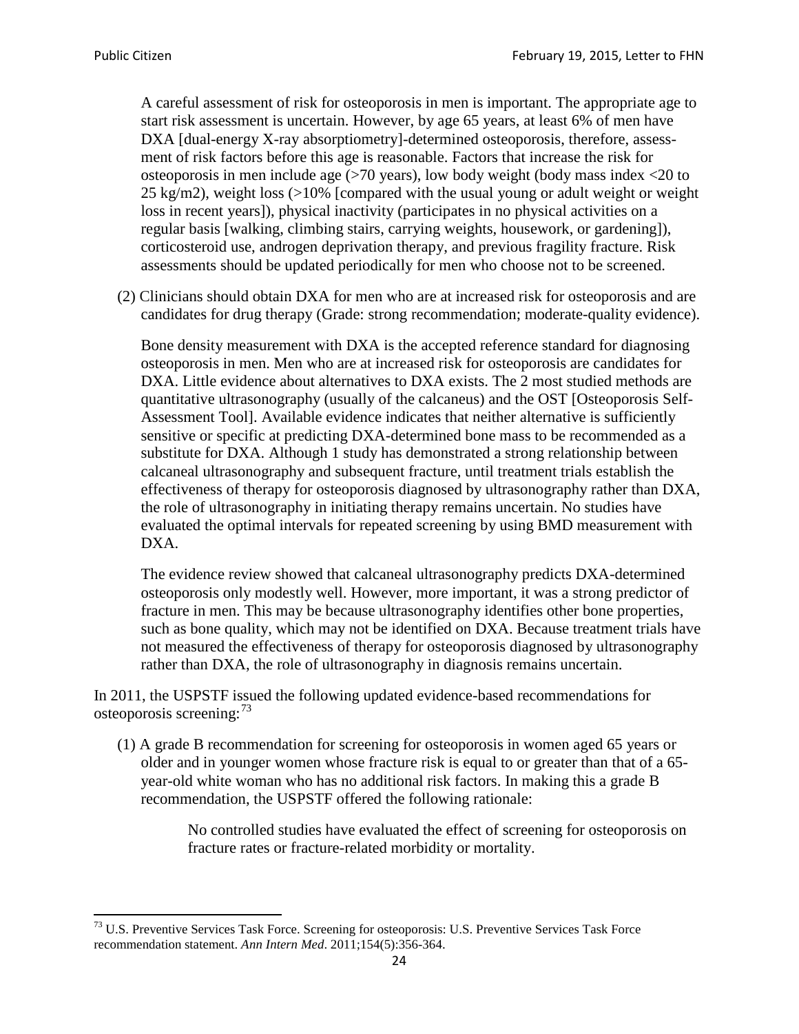A careful assessment of risk for osteoporosis in men is important. The appropriate age to start risk assessment is uncertain. However, by age 65 years, at least 6% of men have DXA [dual-energy X-ray absorptiometry]-determined osteoporosis, therefore, assessment of risk factors before this age is reasonable. Factors that increase the risk for osteoporosis in men include age (>70 years), low body weight (body mass index <20 to 25 kg/m2), weight loss (>10% [compared with the usual young or adult weight or weight loss in recent years]), physical inactivity (participates in no physical activities on a regular basis [walking, climbing stairs, carrying weights, housework, or gardening]), corticosteroid use, androgen deprivation therapy, and previous fragility fracture. Risk assessments should be updated periodically for men who choose not to be screened.

(2) Clinicians should obtain DXA for men who are at increased risk for osteoporosis and are candidates for drug therapy (Grade: strong recommendation; moderate-quality evidence).

Bone density measurement with DXA is the accepted reference standard for diagnosing osteoporosis in men. Men who are at increased risk for osteoporosis are candidates for DXA. Little evidence about alternatives to DXA exists. The 2 most studied methods are quantitative ultrasonography (usually of the calcaneus) and the OST [Osteoporosis Self-Assessment Tool]. Available evidence indicates that neither alternative is sufficiently sensitive or specific at predicting DXA-determined bone mass to be recommended as a substitute for DXA. Although 1 study has demonstrated a strong relationship between calcaneal ultrasonography and subsequent fracture, until treatment trials establish the effectiveness of therapy for osteoporosis diagnosed by ultrasonography rather than DXA, the role of ultrasonography in initiating therapy remains uncertain. No studies have evaluated the optimal intervals for repeated screening by using BMD measurement with DXA.

The evidence review showed that calcaneal ultrasonography predicts DXA-determined osteoporosis only modestly well. However, more important, it was a strong predictor of fracture in men. This may be because ultrasonography identifies other bone properties, such as bone quality, which may not be identified on DXA. Because treatment trials have not measured the effectiveness of therapy for osteoporosis diagnosed by ultrasonography rather than DXA, the role of ultrasonography in diagnosis remains uncertain.

In 2011, the USPSTF issued the following updated evidence-based recommendations for osteoporosis screening:[73]

(1) A grade B recommendation for screening for osteoporosis in women aged 65 years or older and in younger women whose fracture risk is equal to or greater than that of a 65-year-old white woman who has no additional risk factors. In making this a grade B recommendation, the USPSTF offered the following rationale:

> No controlled studies have evaluated the effect of screening for osteoporosis on fracture rates or fracture-related morbidity or mortality.

[73] U.S. Preventive Services Task Force. Screening for osteoporosis: U.S. Preventive Services Task Force recommendation statement. *Ann Intern Med*. 2011;154(5):356-364.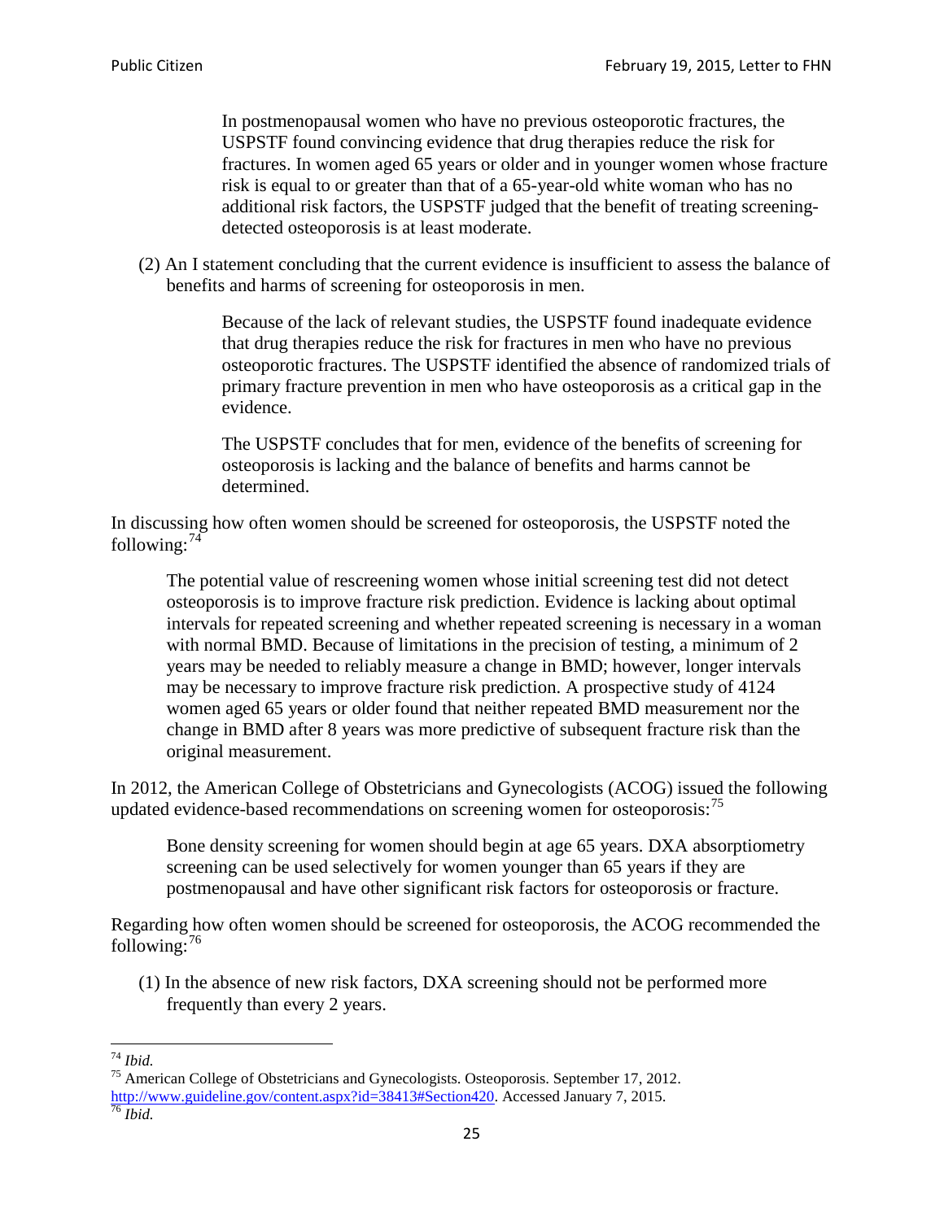> In postmenopausal women who have no previous osteoporotic fractures, the USPSTF found convincing evidence that drug therapies reduce the risk for fractures. In women aged 65 years or older and in younger women whose fracture risk is equal to or greater than that of a 65-year-old white woman who has no additional risk factors, the USPSTF judged that the benefit of treating screening-detected osteoporosis is at least moderate.

(2) An I statement concluding that the current evidence is insufficient to assess the balance of benefits and harms of screening for osteoporosis in men.

> Because of the lack of relevant studies, the USPSTF found inadequate evidence that drug therapies reduce the risk for fractures in men who have no previous osteoporotic fractures. The USPSTF identified the absence of randomized trials of primary fracture prevention in men who have osteoporosis as a critical gap in the evidence.
>
> The USPSTF concludes that for men, evidence of the benefits of screening for osteoporosis is lacking and the balance of benefits and harms cannot be determined.

In discussing how often women should be screened for osteoporosis, the USPSTF noted the following:[74]

> The potential value of rescreening women whose initial screening test did not detect osteoporosis is to improve fracture risk prediction. Evidence is lacking about optimal intervals for repeated screening and whether repeated screening is necessary in a woman with normal BMD. Because of limitations in the precision of testing, a minimum of 2 years may be needed to reliably measure a change in BMD; however, longer intervals may be necessary to improve fracture risk prediction. A prospective study of 4124 women aged 65 years or older found that neither repeated BMD measurement nor the change in BMD after 8 years was more predictive of subsequent fracture risk than the original measurement.

In 2012, the American College of Obstetricians and Gynecologists (ACOG) issued the following updated evidence-based recommendations on screening women for osteoporosis:[75]

> Bone density screening for women should begin at age 65 years. DXA absorptiometry screening can be used selectively for women younger than 65 years if they are postmenopausal and have other significant risk factors for osteoporosis or fracture.

Regarding how often women should be screened for osteoporosis, the ACOG recommended the following:[76]

(1) In the absence of new risk factors, DXA screening should not be performed more frequently than every 2 years.

---

[74] *Ibid.*

[75] American College of Obstetricians and Gynecologists. Osteoporosis. September 17, 2012. http://www.guideline.gov/content.aspx?id=38413#Section420. Accessed January 7, 2015.

[76] *Ibid.*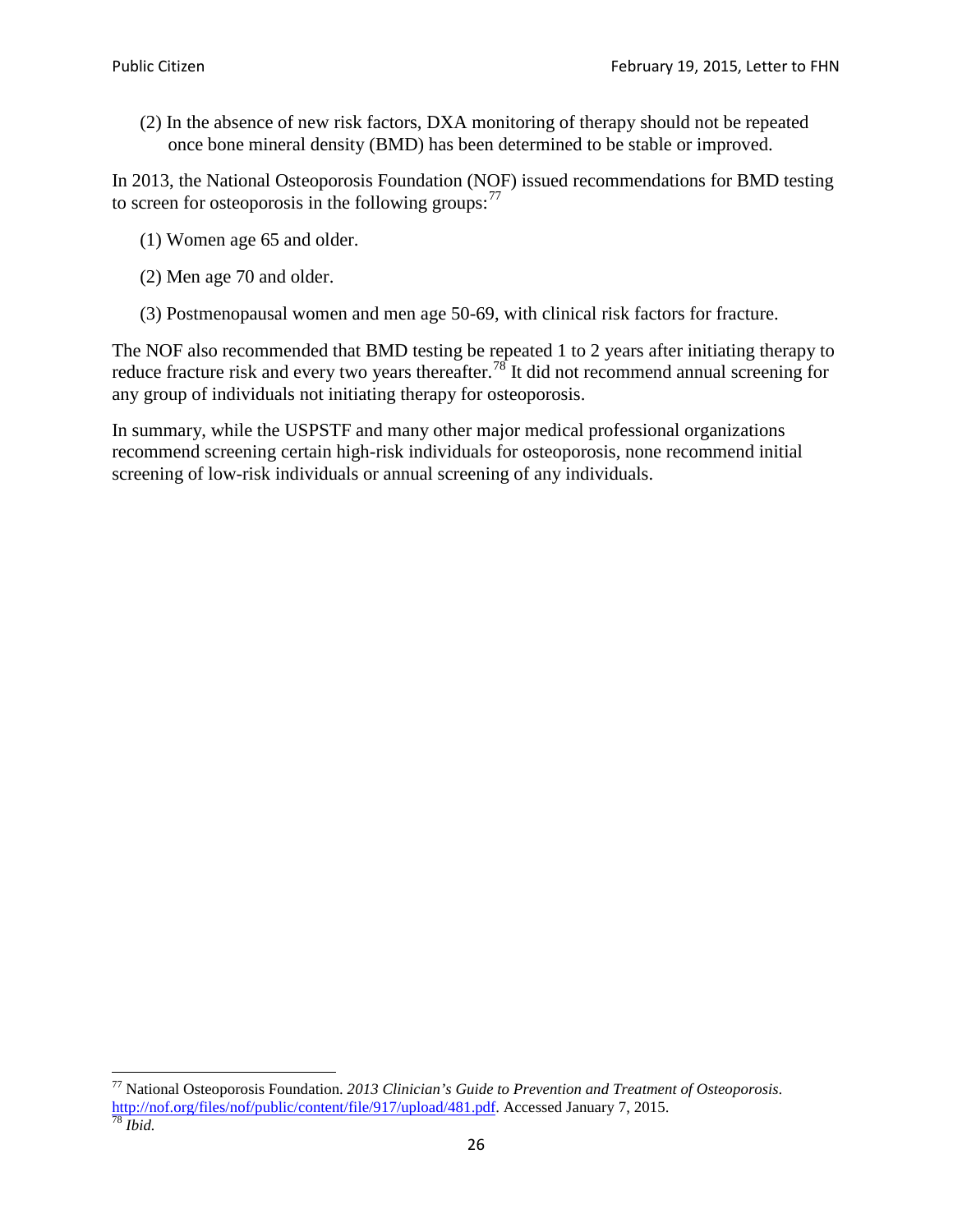(2) In the absence of new risk factors, DXA monitoring of therapy should not be repeated once bone mineral density (BMD) has been determined to be stable or improved.

In 2013, the National Osteoporosis Foundation (NOF) issued recommendations for BMD testing to screen for osteoporosis in the following groups:[77]

(1) Women age 65 and older.

(2) Men age 70 and older.

(3) Postmenopausal women and men age 50-69, with clinical risk factors for fracture.

The NOF also recommended that BMD testing be repeated 1 to 2 years after initiating therapy to reduce fracture risk and every two years thereafter.[78] It did not recommend annual screening for any group of individuals not initiating therapy for osteoporosis.

In summary, while the USPSTF and many other major medical professional organizations recommend screening certain high-risk individuals for osteoporosis, none recommend initial screening of low-risk individuals or annual screening of any individuals.

---

[77] National Osteoporosis Foundation. *2013 Clinician's Guide to Prevention and Treatment of Osteoporosis.* http://nof.org/files/nof/public/content/file/917/upload/481.pdf. Accessed January 7, 2015.

[78] *Ibid.*